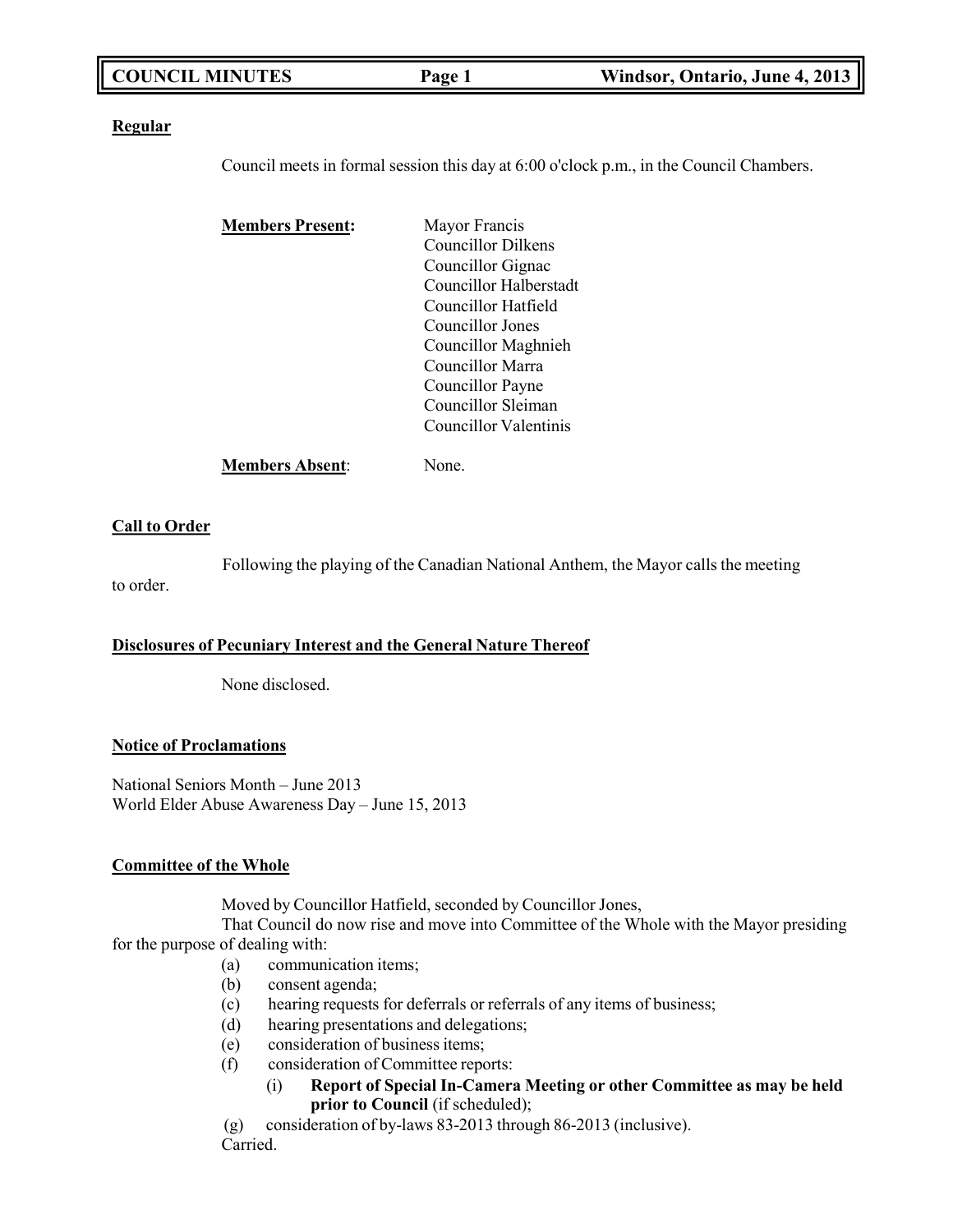## Regular

Council meets in formal session this day at 6:00 o'clock p.m., in the Council Chambers.

**Members Present:**

Mayor Francis
Councillor Dilkens
Councillor Gignac
Councillor Halberstadt
Councillor Hatfield
Councillor Jones
Councillor Maghnieh
Councillor Marra
Councillor Payne
Councillor Sleiman
Councillor Valentinis

**Members Absent**: None.

## Call to Order

Following the playing of the Canadian National Anthem, the Mayor calls the meeting to order.

## Disclosures of Pecuniary Interest and the General Nature Thereof

None disclosed.

## Notice of Proclamations

National Seniors Month – June 2013
World Elder Abuse Awareness Day – June 15, 2013

## Committee of the Whole

Moved by Councillor Hatfield, seconded by Councillor Jones,

That Council do now rise and move into Committee of the Whole with the Mayor presiding for the purpose of dealing with:

(a) communication items;
(b) consent agenda;
(c) hearing requests for deferrals or referrals of any items of business;
(d) hearing presentations and delegations;
(e) consideration of business items;
(f) consideration of Committee reports:
  (i) **Report of Special In-Camera Meeting or other Committee as may be held prior to Council** (if scheduled);
(g) consideration of by-laws 83-2013 through 86-2013 (inclusive).

Carried.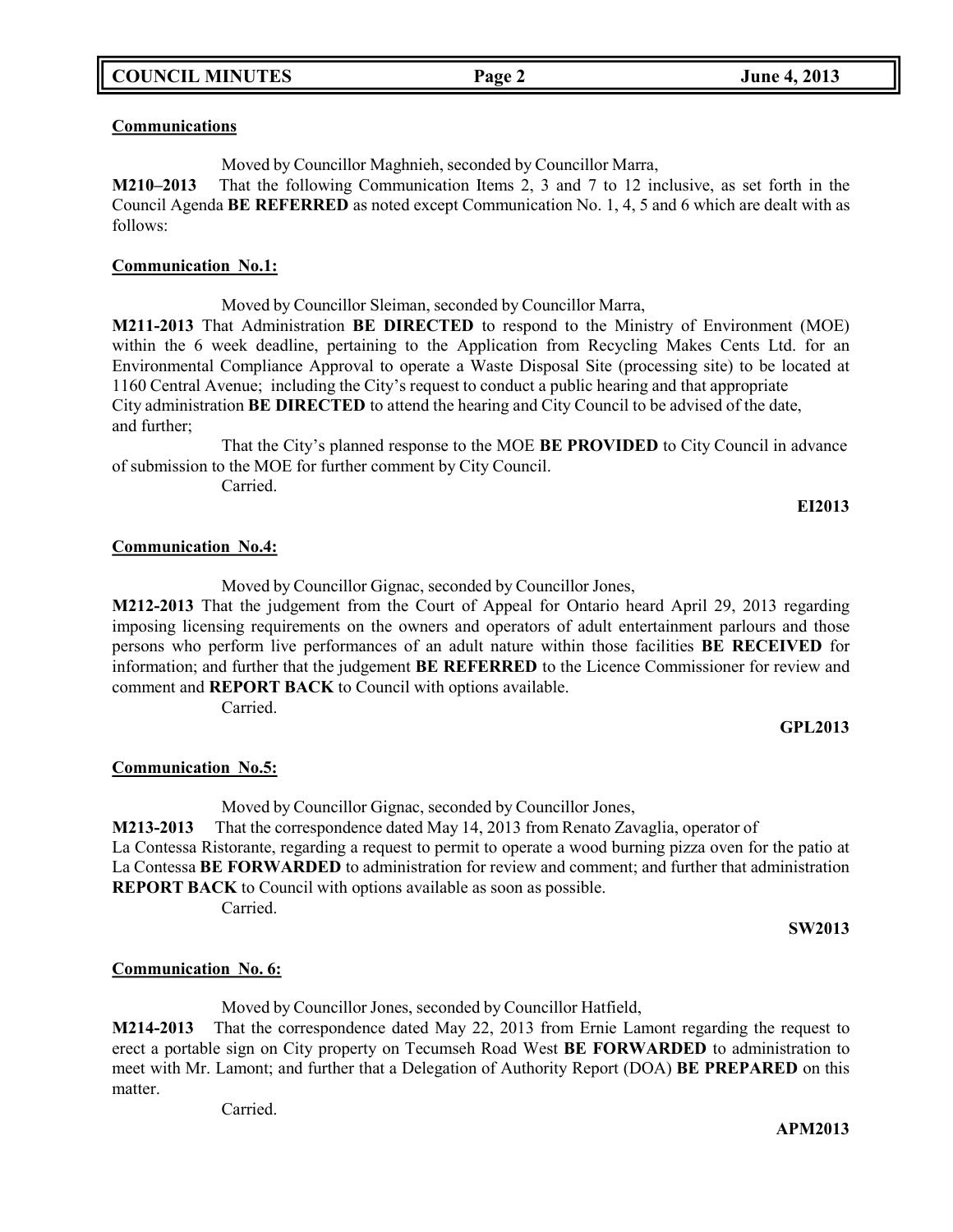**Communications**

Moved by Councillor Maghnieh, seconded by Councillor Marra,

**M210–2013** That the following Communication Items 2, 3 and 7 to 12 inclusive, as set forth in the Council Agenda **BE REFERRED** as noted except Communication No. 1, 4, 5 and 6 which are dealt with as follows:

**Communication No.1:**

Moved by Councillor Sleiman, seconded by Councillor Marra,

**M211-2013** That Administration **BE DIRECTED** to respond to the Ministry of Environment (MOE) within the 6 week deadline, pertaining to the Application from Recycling Makes Cents Ltd. for an Environmental Compliance Approval to operate a Waste Disposal Site (processing site) to be located at 1160 Central Avenue; including the City's request to conduct a public hearing and that appropriate City administration **BE DIRECTED** to attend the hearing and City Council to be advised of the date, and further;

That the City's planned response to the MOE **BE PROVIDED** to City Council in advance of submission to the MOE for further comment by City Council.

Carried.

**EI2013**

**Communication No.4:**

Moved by Councillor Gignac, seconded by Councillor Jones,

**M212-2013** That the judgement from the Court of Appeal for Ontario heard April 29, 2013 regarding imposing licensing requirements on the owners and operators of adult entertainment parlours and those persons who perform live performances of an adult nature within those facilities **BE RECEIVED** for information; and further that the judgement **BE REFERRED** to the Licence Commissioner for review and comment and **REPORT BACK** to Council with options available.

Carried.

**GPL2013**

**Communication No.5:**

Moved by Councillor Gignac, seconded by Councillor Jones,

**M213-2013** That the correspondence dated May 14, 2013 from Renato Zavaglia, operator of La Contessa Ristorante, regarding a request to permit to operate a wood burning pizza oven for the patio at La Contessa **BE FORWARDED** to administration for review and comment; and further that administration **REPORT BACK** to Council with options available as soon as possible.

Carried.

**SW2013**

**Communication No. 6:**

Moved by Councillor Jones, seconded by Councillor Hatfield,

**M214-2013** That the correspondence dated May 22, 2013 from Ernie Lamont regarding the request to erect a portable sign on City property on Tecumseh Road West **BE FORWARDED** to administration to meet with Mr. Lamont; and further that a Delegation of Authority Report (DOA) **BE PREPARED** on this matter.

Carried.

**APM2013**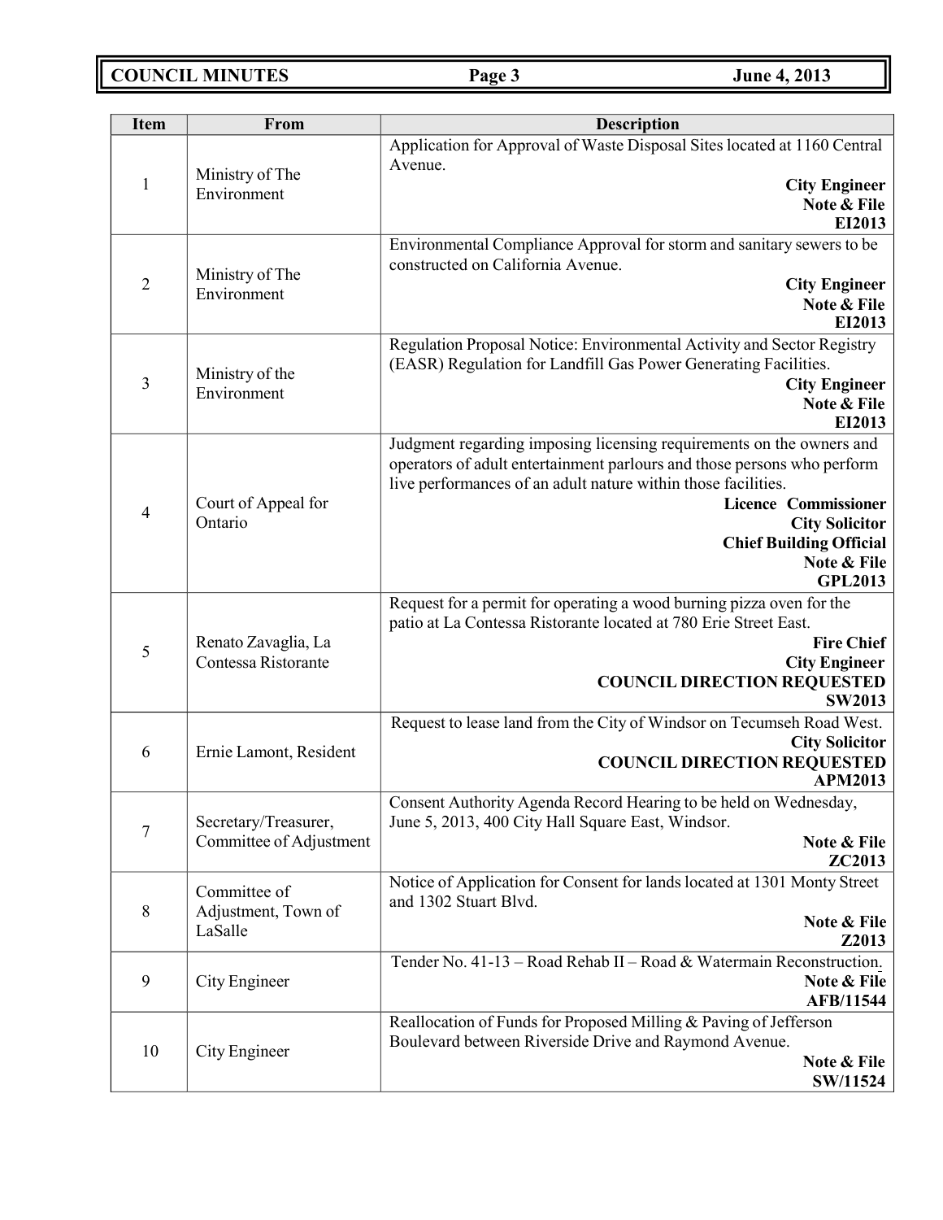| Item | From | Description |
|---|---|---|
| 1 | Ministry of The Environment | Application for Approval of Waste Disposal Sites located at 1160 Central Avenue. **City Engineer** **Note & File** **EI2013** |
| 2 | Ministry of The Environment | Environmental Compliance Approval for storm and sanitary sewers to be constructed on California Avenue. **City Engineer** **Note & File** **EI2013** |
| 3 | Ministry of the Environment | Regulation Proposal Notice: Environmental Activity and Sector Registry (EASR) Regulation for Landfill Gas Power Generating Facilities. **City Engineer** **Note & File** **EI2013** |
| 4 | Court of Appeal for Ontario | Judgment regarding imposing licensing requirements on the owners and operators of adult entertainment parlours and those persons who perform live performances of an adult nature within those facilities. **Licence Commissioner** **City Solicitor** **Chief Building Official** **Note & File** **GPL2013** |
| 5 | Renato Zavaglia, La Contessa Ristorante | Request for a permit for operating a wood burning pizza oven for the patio at La Contessa Ristorante located at 780 Erie Street East. **Fire Chief** **City Engineer** **COUNCIL DIRECTION REQUESTED** **SW2013** |
| 6 | Ernie Lamont, Resident | Request to lease land from the City of Windsor on Tecumseh Road West. **City Solicitor** **COUNCIL DIRECTION REQUESTED** **APM2013** |
| 7 | Secretary/Treasurer, Committee of Adjustment | Consent Authority Agenda Record Hearing to be held on Wednesday, June 5, 2013, 400 City Hall Square East, Windsor. **Note & File** **ZC2013** |
| 8 | Committee of Adjustment, Town of LaSalle | Notice of Application for Consent for lands located at 1301 Monty Street and 1302 Stuart Blvd. **Note & File** **Z2013** |
| 9 | City Engineer | Tender No. 41-13 – Road Rehab II – Road & Watermain Reconstruction. **Note & File** **AFB/11544** |
| 10 | City Engineer | Reallocation of Funds for Proposed Milling & Paving of Jefferson Boulevard between Riverside Drive and Raymond Avenue. **Note & File** **SW/11524** |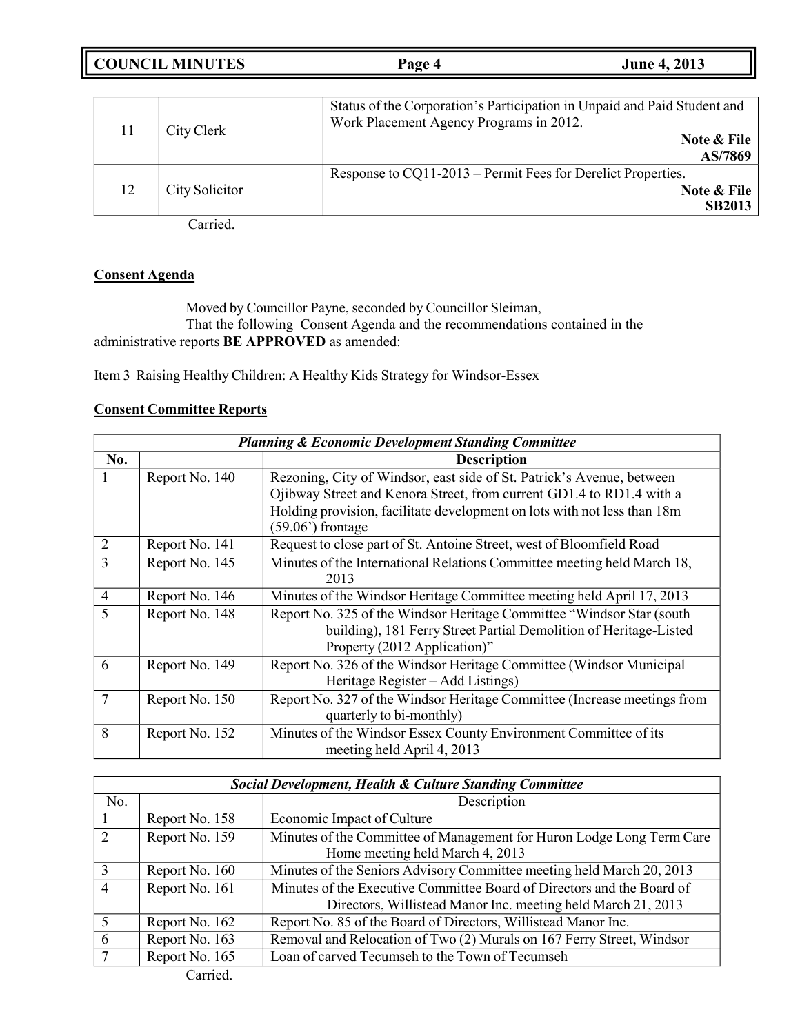| | | |
|---|---|---|
| 11 | City Clerk | Status of the Corporation's Participation in Unpaid and Paid Student and Work Placement Agency Programs in 2012. **Note & File AS/7869** |
| 12 | City Solicitor | Response to CQ11-2013 – Permit Fees for Derelict Properties. **Note & File SB2013** |

Carried.

**Consent Agenda**

Moved by Councillor Payne, seconded by Councillor Sleiman,
That the following Consent Agenda and the recommendations contained in the administrative reports **BE APPROVED** as amended:

Item 3 Raising Healthy Children: A Healthy Kids Strategy for Windsor-Essex

**Consent Committee Reports**

| ***Planning & Economic Development Standing Committee*** | | |
|---|---|---|
| **No.** | | **Description** |
| 1 | Report No. 140 | Rezoning, City of Windsor, east side of St. Patrick's Avenue, between Ojibway Street and Kenora Street, from current GD1.4 to RD1.4 with a Holding provision, facilitate development on lots with not less than 18m (59.06') frontage |
| 2 | Report No. 141 | Request to close part of St. Antoine Street, west of Bloomfield Road |
| 3 | Report No. 145 | Minutes of the International Relations Committee meeting held March 18, 2013 |
| 4 | Report No. 146 | Minutes of the Windsor Heritage Committee meeting held April 17, 2013 |
| 5 | Report No. 148 | Report No. 325 of the Windsor Heritage Committee "Windsor Star (south building), 181 Ferry Street Partial Demolition of Heritage-Listed Property (2012 Application)" |
| 6 | Report No. 149 | Report No. 326 of the Windsor Heritage Committee (Windsor Municipal Heritage Register – Add Listings) |
| 7 | Report No. 150 | Report No. 327 of the Windsor Heritage Committee (Increase meetings from quarterly to bi-monthly) |
| 8 | Report No. 152 | Minutes of the Windsor Essex County Environment Committee of its meeting held April 4, 2013 |

| ***Social Development, Health & Culture Standing Committee*** | | |
|---|---|---|
| No. | | Description |
| 1 | Report No. 158 | Economic Impact of Culture |
| 2 | Report No. 159 | Minutes of the Committee of Management for Huron Lodge Long Term Care Home meeting held March 4, 2013 |
| 3 | Report No. 160 | Minutes of the Seniors Advisory Committee meeting held March 20, 2013 |
| 4 | Report No. 161 | Minutes of the Executive Committee Board of Directors and the Board of Directors, Willistead Manor Inc. meeting held March 21, 2013 |
| 5 | Report No. 162 | Report No. 85 of the Board of Directors, Willistead Manor Inc. |
| 6 | Report No. 163 | Removal and Relocation of Two (2) Murals on 167 Ferry Street, Windsor |
| 7 | Report No. 165 | Loan of carved Tecumseh to the Town of Tecumseh |

Carried.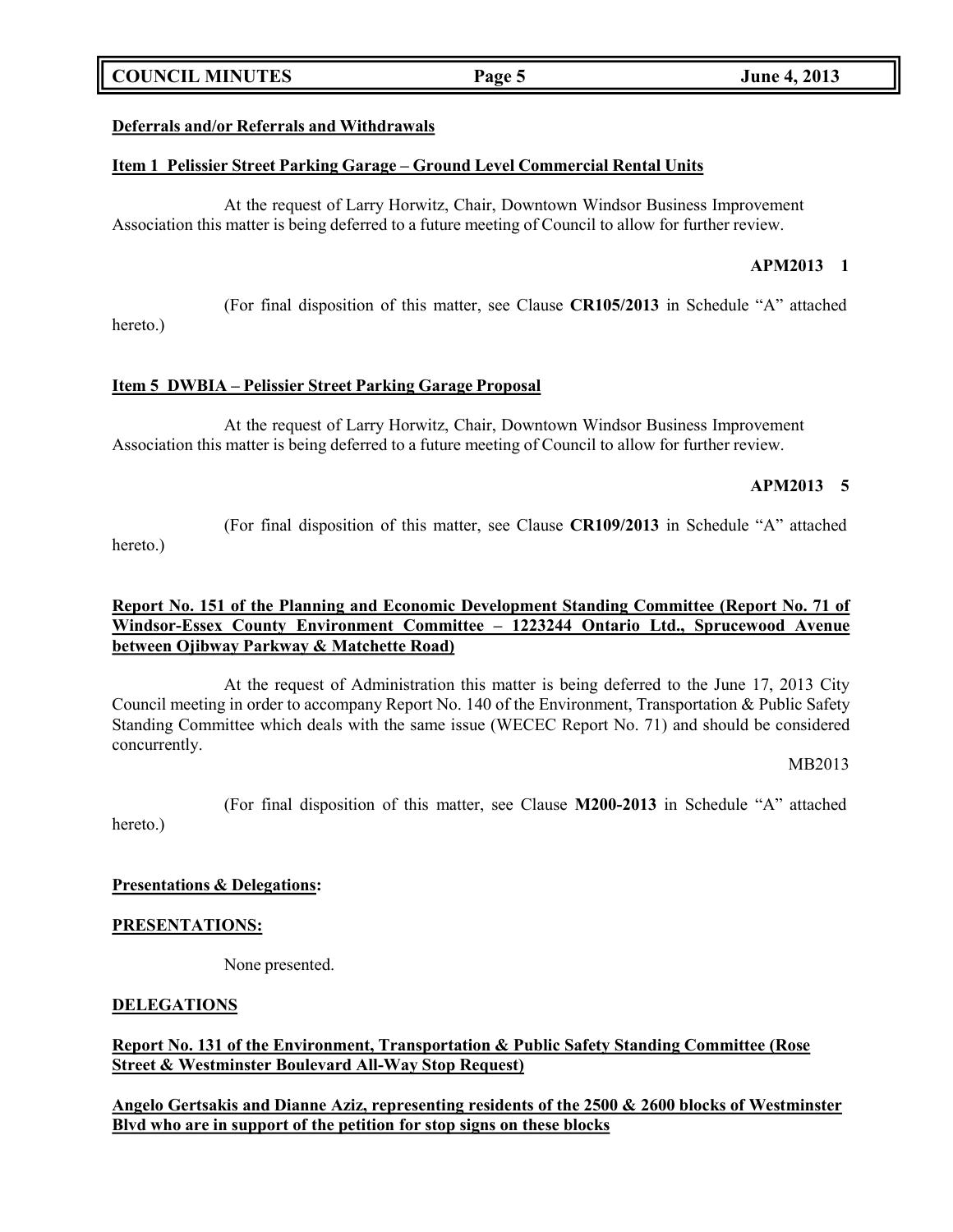**Deferrals and/or Referrals and Withdrawals**

**Item 1 Pelissier Street Parking Garage – Ground Level Commercial Rental Units**

At the request of Larry Horwitz, Chair, Downtown Windsor Business Improvement Association this matter is being deferred to a future meeting of Council to allow for further review.

**APM2013 1**

(For final disposition of this matter, see Clause **CR105/2013** in Schedule "A" attached hereto.)

**Item 5 DWBIA – Pelissier Street Parking Garage Proposal**

At the request of Larry Horwitz, Chair, Downtown Windsor Business Improvement Association this matter is being deferred to a future meeting of Council to allow for further review.

**APM2013 5**

(For final disposition of this matter, see Clause **CR109/2013** in Schedule "A" attached hereto.)

**Report No. 151 of the Planning and Economic Development Standing Committee (Report No. 71 of Windsor-Essex County Environment Committee – 1223244 Ontario Ltd., Sprucewood Avenue between Ojibway Parkway & Matchette Road)**

At the request of Administration this matter is being deferred to the June 17, 2013 City Council meeting in order to accompany Report No. 140 of the Environment, Transportation & Public Safety Standing Committee which deals with the same issue (WECEC Report No. 71) and should be considered concurrently.

MB2013

(For final disposition of this matter, see Clause **M200-2013** in Schedule "A" attached hereto.)

**Presentations & Delegations:**

**PRESENTATIONS:**

None presented.

**DELEGATIONS**

**Report No. 131 of the Environment, Transportation & Public Safety Standing Committee (Rose Street & Westminster Boulevard All-Way Stop Request)**

**Angelo Gertsakis and Dianne Aziz, representing residents of the 2500 & 2600 blocks of Westminster Blvd who are in support of the petition for stop signs on these blocks**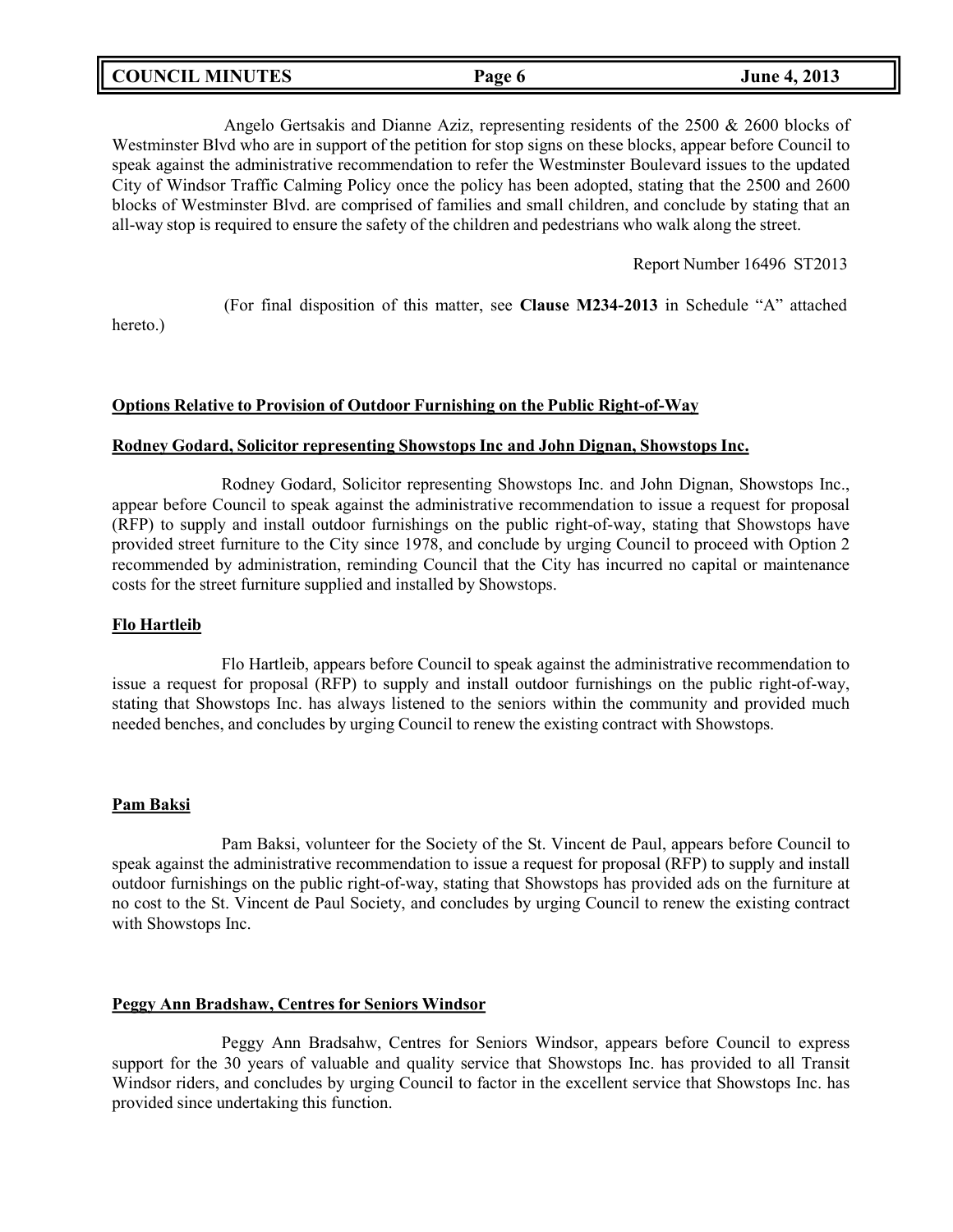Angelo Gertsakis and Dianne Aziz, representing residents of the 2500 & 2600 blocks of Westminster Blvd who are in support of the petition for stop signs on these blocks, appear before Council to speak against the administrative recommendation to refer the Westminster Boulevard issues to the updated City of Windsor Traffic Calming Policy once the policy has been adopted, stating that the 2500 and 2600 blocks of Westminster Blvd. are comprised of families and small children, and conclude by stating that an all-way stop is required to ensure the safety of the children and pedestrians who walk along the street.

Report Number 16496 ST2013

(For final disposition of this matter, see **Clause M234-2013** in Schedule "A" attached hereto.)

**Options Relative to Provision of Outdoor Furnishing on the Public Right-of-Way**

**Rodney Godard, Solicitor representing Showstops Inc and John Dignan, Showstops Inc.**

Rodney Godard, Solicitor representing Showstops Inc. and John Dignan, Showstops Inc., appear before Council to speak against the administrative recommendation to issue a request for proposal (RFP) to supply and install outdoor furnishings on the public right-of-way, stating that Showstops have provided street furniture to the City since 1978, and conclude by urging Council to proceed with Option 2 recommended by administration, reminding Council that the City has incurred no capital or maintenance costs for the street furniture supplied and installed by Showstops.

**Flo Hartleib**

Flo Hartleib, appears before Council to speak against the administrative recommendation to issue a request for proposal (RFP) to supply and install outdoor furnishings on the public right-of-way, stating that Showstops Inc. has always listened to the seniors within the community and provided much needed benches, and concludes by urging Council to renew the existing contract with Showstops.

**Pam Baksi**

Pam Baksi, volunteer for the Society of the St. Vincent de Paul, appears before Council to speak against the administrative recommendation to issue a request for proposal (RFP) to supply and install outdoor furnishings on the public right-of-way, stating that Showstops has provided ads on the furniture at no cost to the St. Vincent de Paul Society, and concludes by urging Council to renew the existing contract with Showstops Inc.

**Peggy Ann Bradshaw, Centres for Seniors Windsor**

Peggy Ann Bradsahw, Centres for Seniors Windsor, appears before Council to express support for the 30 years of valuable and quality service that Showstops Inc. has provided to all Transit Windsor riders, and concludes by urging Council to factor in the excellent service that Showstops Inc. has provided since undertaking this function.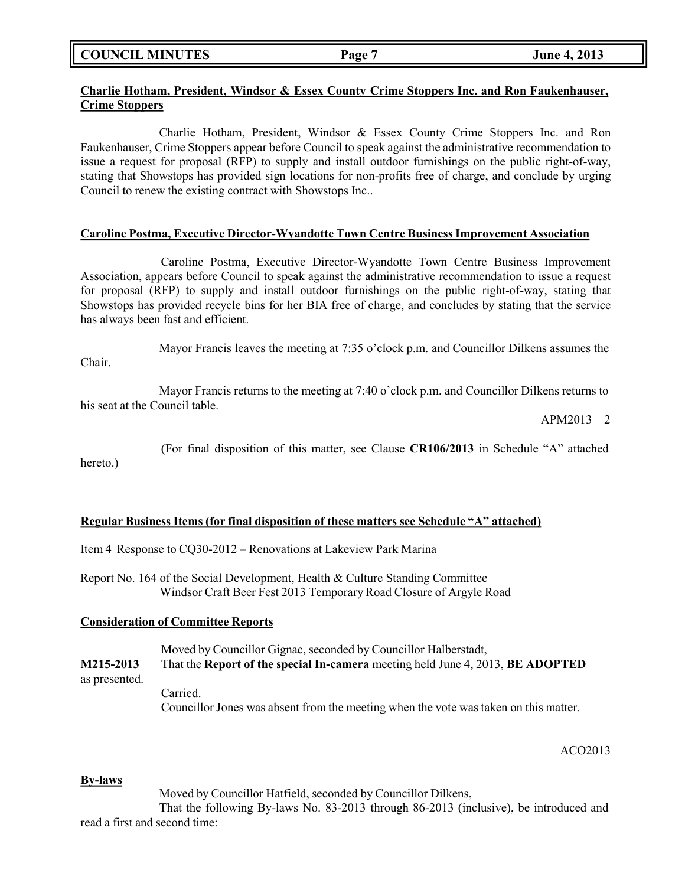**Charlie Hotham, President, Windsor & Essex County Crime Stoppers Inc. and Ron Faukenhauser, Crime Stoppers**

Charlie Hotham, President, Windsor & Essex County Crime Stoppers Inc. and Ron Faukenhauser, Crime Stoppers appear before Council to speak against the administrative recommendation to issue a request for proposal (RFP) to supply and install outdoor furnishings on the public right-of-way, stating that Showstops has provided sign locations for non-profits free of charge, and conclude by urging Council to renew the existing contract with Showstops Inc..

**Caroline Postma, Executive Director-Wyandotte Town Centre Business Improvement Association**

Caroline Postma, Executive Director-Wyandotte Town Centre Business Improvement Association, appears before Council to speak against the administrative recommendation to issue a request for proposal (RFP) to supply and install outdoor furnishings on the public right-of-way, stating that Showstops has provided recycle bins for her BIA free of charge, and concludes by stating that the service has always been fast and efficient.

Mayor Francis leaves the meeting at 7:35 o'clock p.m. and Councillor Dilkens assumes the Chair.

Mayor Francis returns to the meeting at 7:40 o'clock p.m. and Councillor Dilkens returns to his seat at the Council table.

APM2013 2

(For final disposition of this matter, see Clause **CR106/2013** in Schedule "A" attached hereto.)

**Regular Business Items (for final disposition of these matters see Schedule "A" attached)**

Item 4 Response to CQ30-2012 – Renovations at Lakeview Park Marina

Report No. 164 of the Social Development, Health & Culture Standing Committee
Windsor Craft Beer Fest 2013 Temporary Road Closure of Argyle Road

**Consideration of Committee Reports**

Moved by Councillor Gignac, seconded by Councillor Halberstadt,

**M215-2013** That the **Report of the special In-camera** meeting held June 4, 2013, **BE ADOPTED** as presented.

Carried.

Councillor Jones was absent from the meeting when the vote was taken on this matter.

ACO2013

**By-laws**

Moved by Councillor Hatfield, seconded by Councillor Dilkens,

That the following By-laws No. 83-2013 through 86-2013 (inclusive), be introduced and read a first and second time: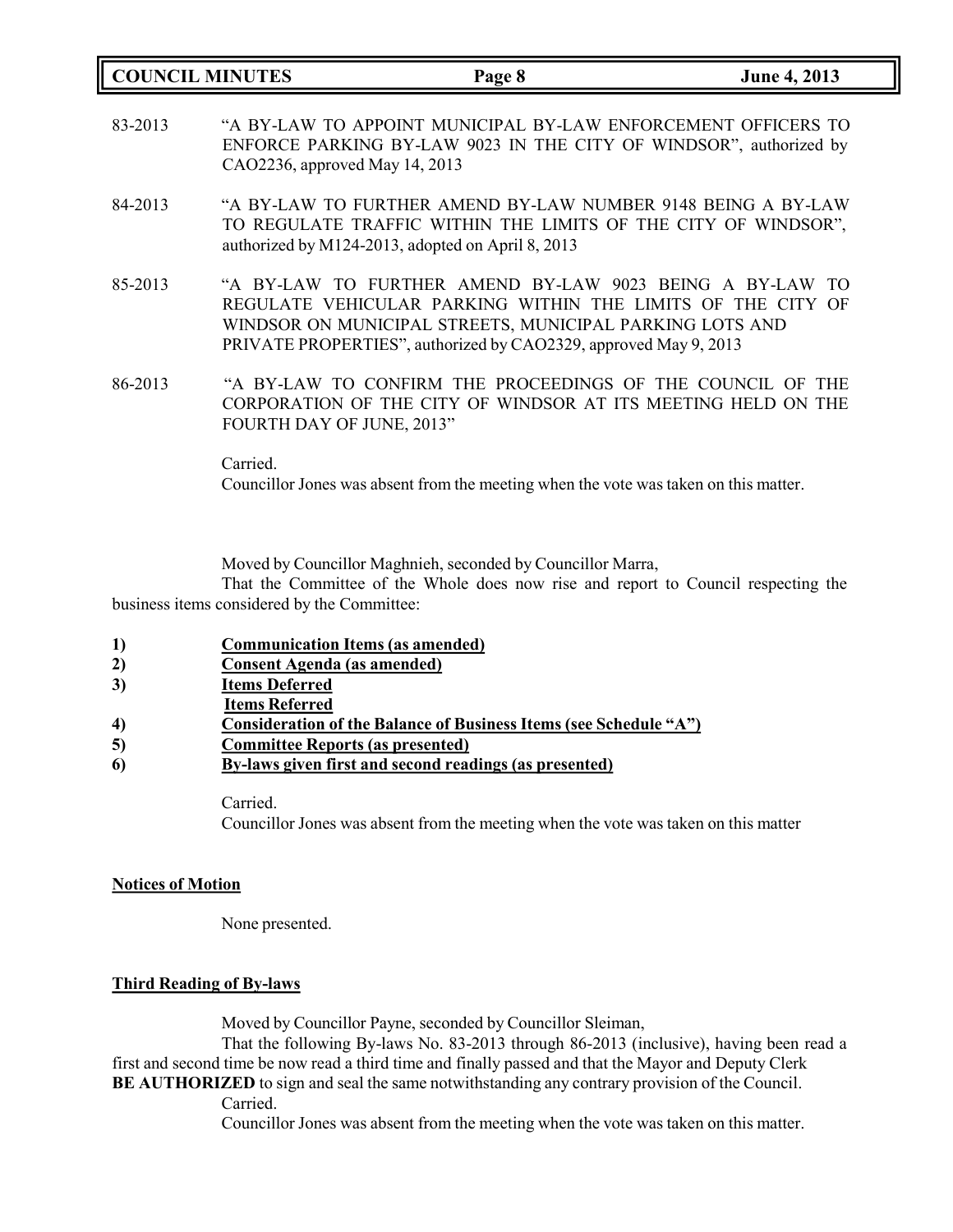83-2013 "A BY-LAW TO APPOINT MUNICIPAL BY-LAW ENFORCEMENT OFFICERS TO ENFORCE PARKING BY-LAW 9023 IN THE CITY OF WINDSOR", authorized by CAO2236, approved May 14, 2013

84-2013 "A BY-LAW TO FURTHER AMEND BY-LAW NUMBER 9148 BEING A BY-LAW TO REGULATE TRAFFIC WITHIN THE LIMITS OF THE CITY OF WINDSOR", authorized by M124-2013, adopted on April 8, 2013

85-2013 "A BY-LAW TO FURTHER AMEND BY-LAW 9023 BEING A BY-LAW TO REGULATE VEHICULAR PARKING WITHIN THE LIMITS OF THE CITY OF WINDSOR ON MUNICIPAL STREETS, MUNICIPAL PARKING LOTS AND PRIVATE PROPERTIES", authorized by CAO2329, approved May 9, 2013

86-2013 "A BY-LAW TO CONFIRM THE PROCEEDINGS OF THE COUNCIL OF THE CORPORATION OF THE CITY OF WINDSOR AT ITS MEETING HELD ON THE FOURTH DAY OF JUNE, 2013"

Carried.

Councillor Jones was absent from the meeting when the vote was taken on this matter.

Moved by Councillor Maghnieh, seconded by Councillor Marra,

That the Committee of the Whole does now rise and report to Council respecting the business items considered by the Committee:

1) **Communication Items (as amended)**
2) **Consent Agenda (as amended)**
3) **Items Deferred**
   **Items Referred**
4) **Consideration of the Balance of Business Items (see Schedule "A")**
5) **Committee Reports (as presented)**
6) **By-laws given first and second readings (as presented)**

Carried.

Councillor Jones was absent from the meeting when the vote was taken on this matter

## Notices of Motion

None presented.

## Third Reading of By-laws

Moved by Councillor Payne, seconded by Councillor Sleiman,

That the following By-laws No. 83-2013 through 86-2013 (inclusive), having been read a first and second time be now read a third time and finally passed and that the Mayor and Deputy Clerk **BE AUTHORIZED** to sign and seal the same notwithstanding any contrary provision of the Council.

Carried.

Councillor Jones was absent from the meeting when the vote was taken on this matter.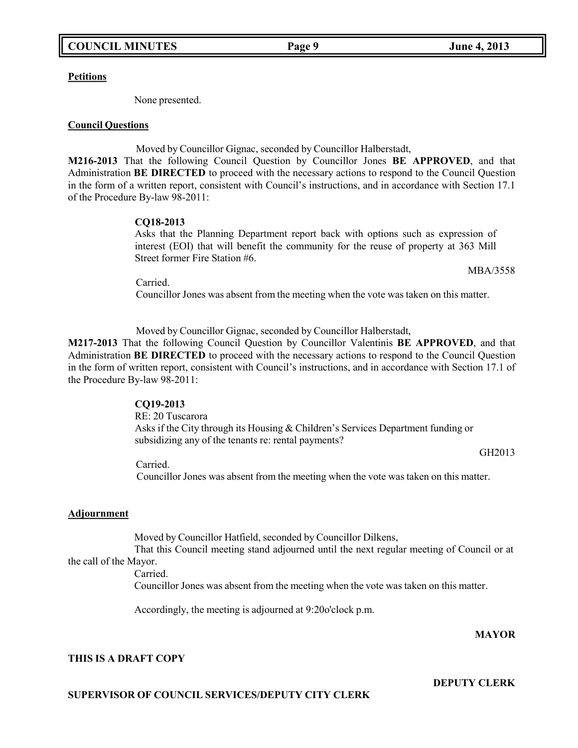**Petitions**

None presented.

**Council Questions**

Moved by Councillor Gignac, seconded by Councillor Halberstadt,

**M216-2013** That the following Council Question by Councillor Jones **BE APPROVED**, and that Administration **BE DIRECTED** to proceed with the necessary actions to respond to the Council Question in the form of a written report, consistent with Council's instructions, and in accordance with Section 17.1 of the Procedure By-law 98-2011:

> **CQ18-2013**
> Asks that the Planning Department report back with options such as expression of interest (EOI) that will benefit the community for the reuse of property at 363 Mill Street former Fire Station #6.

MBA/3558

Carried.

Councillor Jones was absent from the meeting when the vote was taken on this matter.

Moved by Councillor Gignac, seconded by Councillor Halberstadt,

**M217-2013** That the following Council Question by Councillor Valentinis **BE APPROVED**, and that Administration **BE DIRECTED** to proceed with the necessary actions to respond to the Council Question in the form of written report, consistent with Council's instructions, and in accordance with Section 17.1 of the Procedure By-law 98-2011:

> **CQ19-2013**
> RE: 20 Tuscarora
> Asks if the City through its Housing & Children's Services Department funding or subsidizing any of the tenants re: rental payments?

GH2013

Carried.

Councillor Jones was absent from the meeting when the vote was taken on this matter.

**Adjournment**

Moved by Councillor Hatfield, seconded by Councillor Dilkens,

That this Council meeting stand adjourned until the next regular meeting of Council or at the call of the Mayor.

Carried.

Councillor Jones was absent from the meeting when the vote was taken on this matter.

Accordingly, the meeting is adjourned at 9:20o'clock p.m.

**MAYOR**

**THIS IS A DRAFT COPY**

**DEPUTY CLERK**

**SUPERVISOR OF COUNCIL SERVICES/DEPUTY CITY CLERK**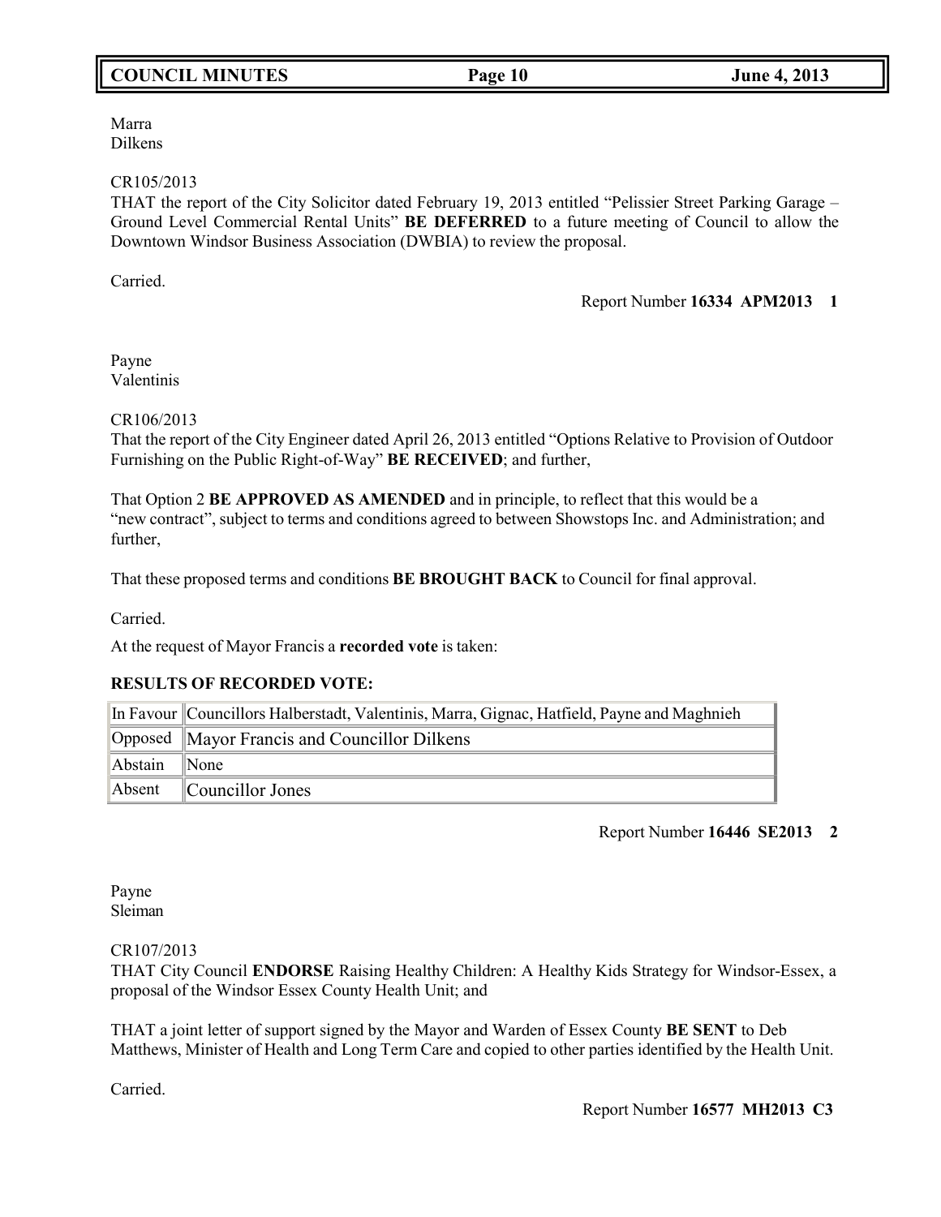Marra
Dilkens

CR105/2013
THAT the report of the City Solicitor dated February 19, 2013 entitled "Pelissier Street Parking Garage – Ground Level Commercial Rental Units" **BE DEFERRED** to a future meeting of Council to allow the Downtown Windsor Business Association (DWBIA) to review the proposal.

Carried.

Report Number **16334 APM2013 1**

Payne
Valentinis

CR106/2013
That the report of the City Engineer dated April 26, 2013 entitled "Options Relative to Provision of Outdoor Furnishing on the Public Right-of-Way" **BE RECEIVED**; and further,

That Option 2 **BE APPROVED AS AMENDED** and in principle, to reflect that this would be a "new contract", subject to terms and conditions agreed to between Showstops Inc. and Administration; and further,

That these proposed terms and conditions **BE BROUGHT BACK** to Council for final approval.

Carried.

At the request of Mayor Francis a **recorded vote** is taken:

**RESULTS OF RECORDED VOTE:**

| | |
|---|---|
| In Favour | Councillors Halberstadt, Valentinis, Marra, Gignac, Hatfield, Payne and Maghnieh |
| Opposed | Mayor Francis and Councillor Dilkens |
| Abstain | None |
| Absent | Councillor Jones |

Report Number **16446 SE2013 2**

Payne
Sleiman

CR107/2013
THAT City Council **ENDORSE** Raising Healthy Children: A Healthy Kids Strategy for Windsor-Essex, a proposal of the Windsor Essex County Health Unit; and

THAT a joint letter of support signed by the Mayor and Warden of Essex County **BE SENT** to Deb Matthews, Minister of Health and Long Term Care and copied to other parties identified by the Health Unit.

Carried.

Report Number **16577 MH2013 C3**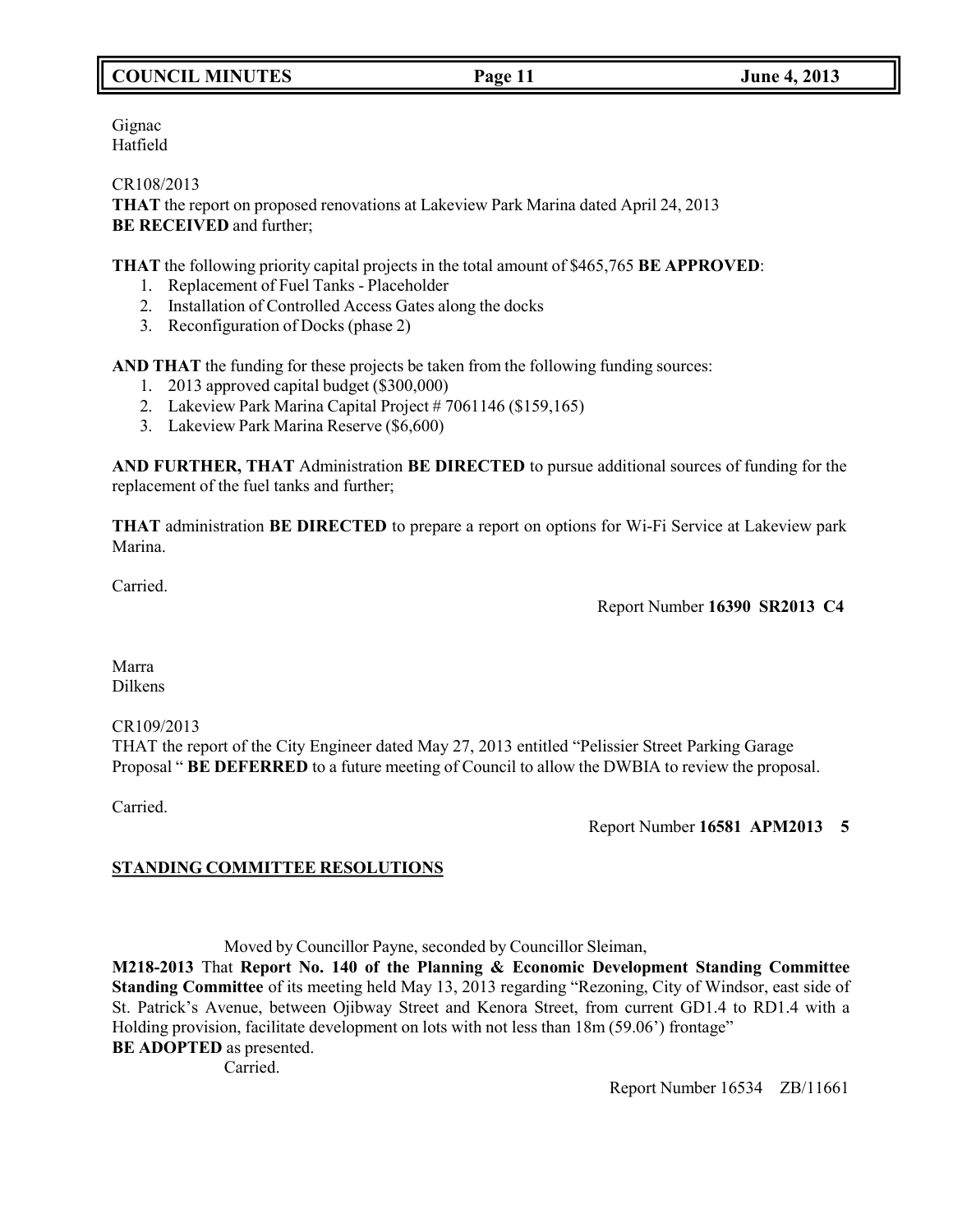Gignac
Hatfield

CR108/2013
**THAT** the report on proposed renovations at Lakeview Park Marina dated April 24, 2013
**BE RECEIVED** and further;

**THAT** the following priority capital projects in the total amount of $465,765 **BE APPROVED**:

1. Replacement of Fuel Tanks - Placeholder
2. Installation of Controlled Access Gates along the docks
3. Reconfiguration of Docks (phase 2)

**AND THAT** the funding for these projects be taken from the following funding sources:

1. 2013 approved capital budget ($300,000)
2. Lakeview Park Marina Capital Project # 7061146 ($159,165)
3. Lakeview Park Marina Reserve ($6,600)

**AND FURTHER, THAT** Administration **BE DIRECTED** to pursue additional sources of funding for the replacement of the fuel tanks and further;

**THAT** administration **BE DIRECTED** to prepare a report on options for Wi-Fi Service at Lakeview park Marina.

Carried.

Report Number **16390 SR2013 C4**

Marra
Dilkens

CR109/2013
THAT the report of the City Engineer dated May 27, 2013 entitled "Pelissier Street Parking Garage Proposal " **BE DEFERRED** to a future meeting of Council to allow the DWBIA to review the proposal.

Carried.

Report Number **16581 APM2013 5**

## STANDING COMMITTEE RESOLUTIONS

Moved by Councillor Payne, seconded by Councillor Sleiman,
**M218-2013** That **Report No. 140 of the Planning & Economic Development Standing Committee Standing Committee** of its meeting held May 13, 2013 regarding "Rezoning, City of Windsor, east side of St. Patrick's Avenue, between Ojibway Street and Kenora Street, from current GD1.4 to RD1.4 with a Holding provision, facilitate development on lots with not less than 18m (59.06') frontage"
**BE ADOPTED** as presented.
Carried.

Report Number 16534 ZB/11661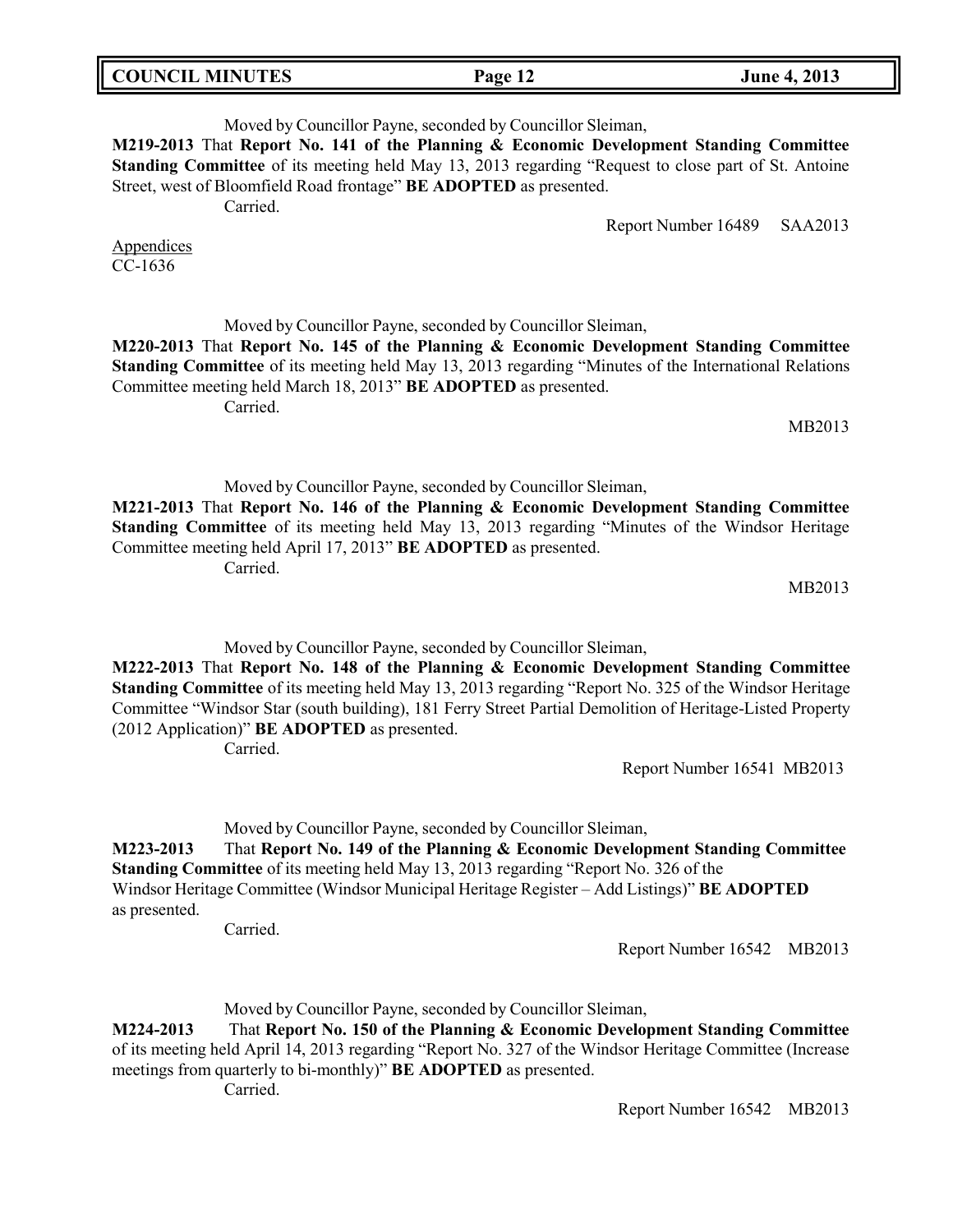Moved by Councillor Payne, seconded by Councillor Sleiman,

**M219-2013** That **Report No. 141 of the Planning & Economic Development Standing Committee Standing Committee** of its meeting held May 13, 2013 regarding "Request to close part of St. Antoine Street, west of Bloomfield Road frontage" **BE ADOPTED** as presented.

Carried.

Report Number 16489 SAA2013

Appendices
CC-1636

Moved by Councillor Payne, seconded by Councillor Sleiman,

**M220-2013** That **Report No. 145 of the Planning & Economic Development Standing Committee Standing Committee** of its meeting held May 13, 2013 regarding "Minutes of the International Relations Committee meeting held March 18, 2013" **BE ADOPTED** as presented.

Carried.

MB2013

Moved by Councillor Payne, seconded by Councillor Sleiman,

**M221-2013** That **Report No. 146 of the Planning & Economic Development Standing Committee Standing Committee** of its meeting held May 13, 2013 regarding "Minutes of the Windsor Heritage Committee meeting held April 17, 2013" **BE ADOPTED** as presented.

Carried.

MB2013

Moved by Councillor Payne, seconded by Councillor Sleiman,

**M222-2013** That **Report No. 148 of the Planning & Economic Development Standing Committee Standing Committee** of its meeting held May 13, 2013 regarding "Report No. 325 of the Windsor Heritage Committee "Windsor Star (south building), 181 Ferry Street Partial Demolition of Heritage-Listed Property (2012 Application)" **BE ADOPTED** as presented.

Carried.

Report Number 16541 MB2013

Moved by Councillor Payne, seconded by Councillor Sleiman,

**M223-2013** That **Report No. 149 of the Planning & Economic Development Standing Committee Standing Committee** of its meeting held May 13, 2013 regarding "Report No. 326 of the Windsor Heritage Committee (Windsor Municipal Heritage Register – Add Listings)" **BE ADOPTED** as presented.

Carried.

Report Number 16542 MB2013

Moved by Councillor Payne, seconded by Councillor Sleiman,

**M224-2013** That **Report No. 150 of the Planning & Economic Development Standing Committee** of its meeting held April 14, 2013 regarding "Report No. 327 of the Windsor Heritage Committee (Increase meetings from quarterly to bi-monthly)" **BE ADOPTED** as presented.

Carried.

Report Number 16542 MB2013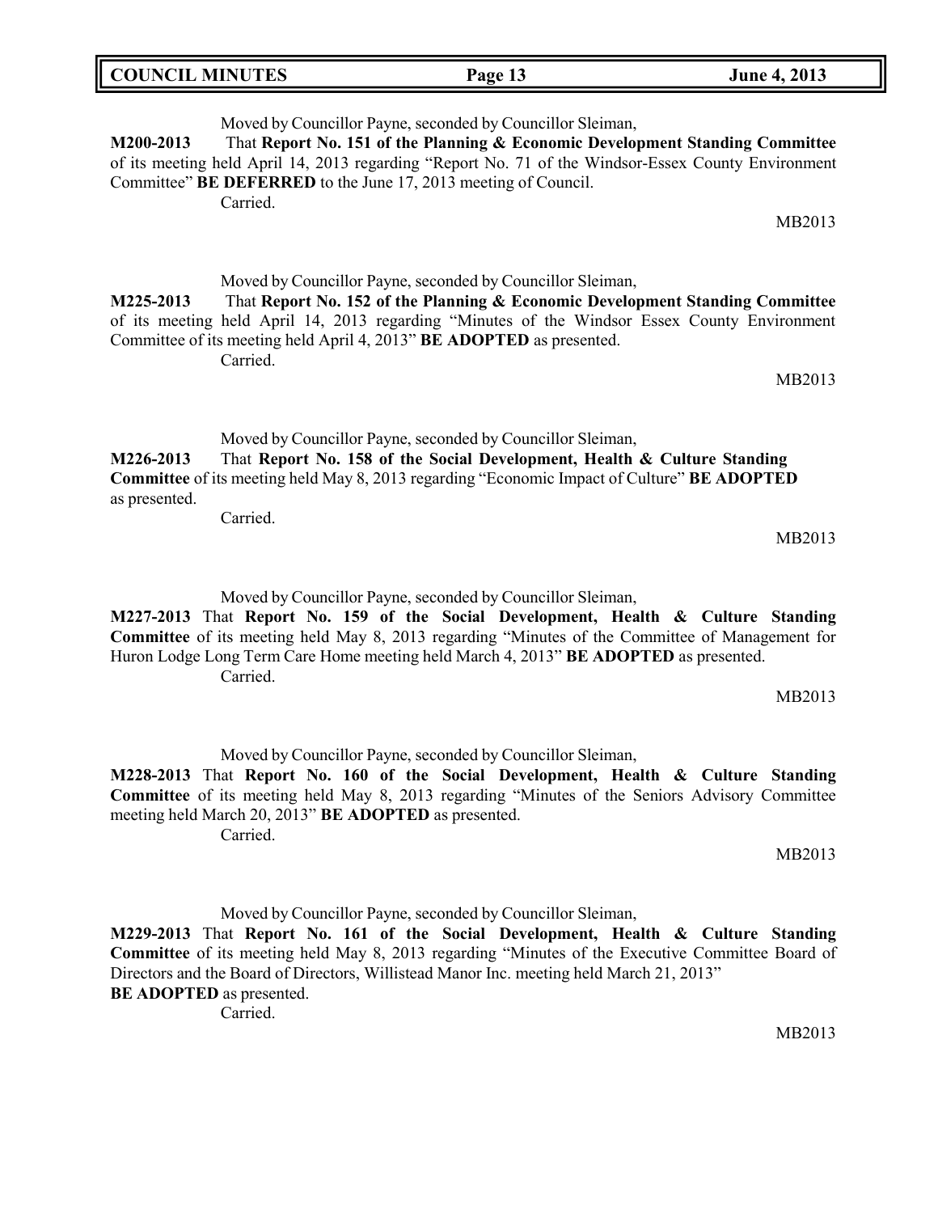Moved by Councillor Payne, seconded by Councillor Sleiman,

**M200-2013** That **Report No. 151 of the Planning & Economic Development Standing Committee** of its meeting held April 14, 2013 regarding "Report No. 71 of the Windsor-Essex County Environment Committee" **BE DEFERRED** to the June 17, 2013 meeting of Council.

Carried.

MB2013

Moved by Councillor Payne, seconded by Councillor Sleiman,

**M225-2013** That **Report No. 152 of the Planning & Economic Development Standing Committee** of its meeting held April 14, 2013 regarding "Minutes of the Windsor Essex County Environment Committee of its meeting held April 4, 2013" **BE ADOPTED** as presented.

Carried.

MB2013

Moved by Councillor Payne, seconded by Councillor Sleiman,

**M226-2013** That **Report No. 158 of the Social Development, Health & Culture Standing Committee** of its meeting held May 8, 2013 regarding "Economic Impact of Culture" **BE ADOPTED** as presented.

Carried.

MB2013

Moved by Councillor Payne, seconded by Councillor Sleiman,

**M227-2013** That **Report No. 159 of the Social Development, Health & Culture Standing Committee** of its meeting held May 8, 2013 regarding "Minutes of the Committee of Management for Huron Lodge Long Term Care Home meeting held March 4, 2013" **BE ADOPTED** as presented.

Carried.

MB2013

Moved by Councillor Payne, seconded by Councillor Sleiman,

**M228-2013** That **Report No. 160 of the Social Development, Health & Culture Standing Committee** of its meeting held May 8, 2013 regarding "Minutes of the Seniors Advisory Committee meeting held March 20, 2013" **BE ADOPTED** as presented.

Carried.

MB2013

Moved by Councillor Payne, seconded by Councillor Sleiman,

**M229-2013** That **Report No. 161 of the Social Development, Health & Culture Standing Committee** of its meeting held May 8, 2013 regarding "Minutes of the Executive Committee Board of Directors and the Board of Directors, Willistead Manor Inc. meeting held March 21, 2013" **BE ADOPTED** as presented.

Carried.

MB2013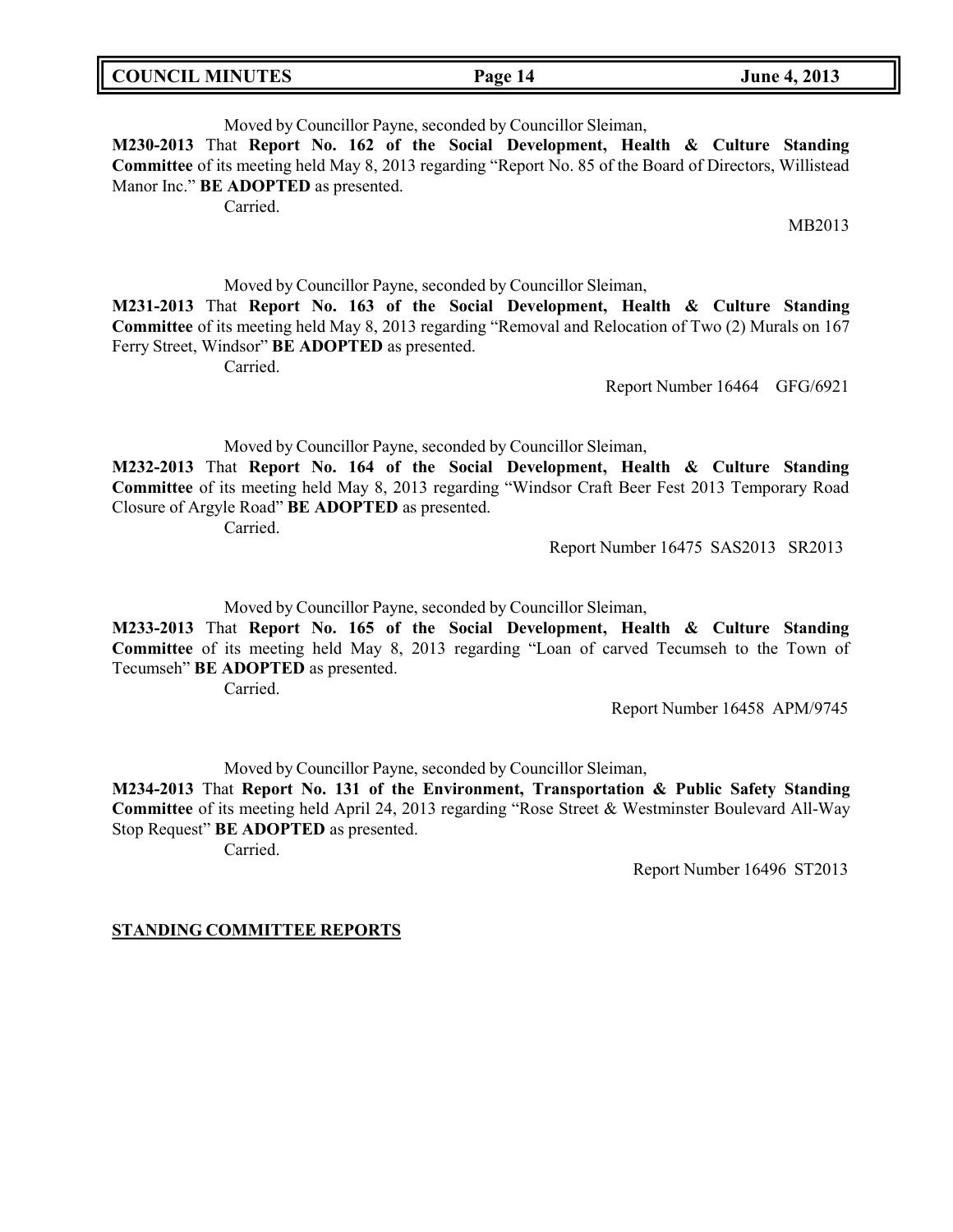Moved by Councillor Payne, seconded by Councillor Sleiman,

**M230-2013** That **Report No. 162 of the Social Development, Health & Culture Standing Committee** of its meeting held May 8, 2013 regarding "Report No. 85 of the Board of Directors, Willistead Manor Inc." **BE ADOPTED** as presented.

Carried.

MB2013

Moved by Councillor Payne, seconded by Councillor Sleiman,

**M231-2013** That **Report No. 163 of the Social Development, Health & Culture Standing Committee** of its meeting held May 8, 2013 regarding "Removal and Relocation of Two (2) Murals on 167 Ferry Street, Windsor" **BE ADOPTED** as presented.

Carried.

Report Number 16464 GFG/6921

Moved by Councillor Payne, seconded by Councillor Sleiman,

**M232-2013** That **Report No. 164 of the Social Development, Health & Culture Standing Committee** of its meeting held May 8, 2013 regarding "Windsor Craft Beer Fest 2013 Temporary Road Closure of Argyle Road" **BE ADOPTED** as presented.

Carried.

Report Number 16475 SAS2013 SR2013

Moved by Councillor Payne, seconded by Councillor Sleiman,

**M233-2013** That **Report No. 165 of the Social Development, Health & Culture Standing Committee** of its meeting held May 8, 2013 regarding "Loan of carved Tecumseh to the Town of Tecumseh" **BE ADOPTED** as presented.

Carried.

Report Number 16458 APM/9745

Moved by Councillor Payne, seconded by Councillor Sleiman,

**M234-2013** That **Report No. 131 of the Environment, Transportation & Public Safety Standing Committee** of its meeting held April 24, 2013 regarding "Rose Street & Westminster Boulevard All-Way Stop Request" **BE ADOPTED** as presented.

Carried.

Report Number 16496 ST2013

## STANDING COMMITTEE REPORTS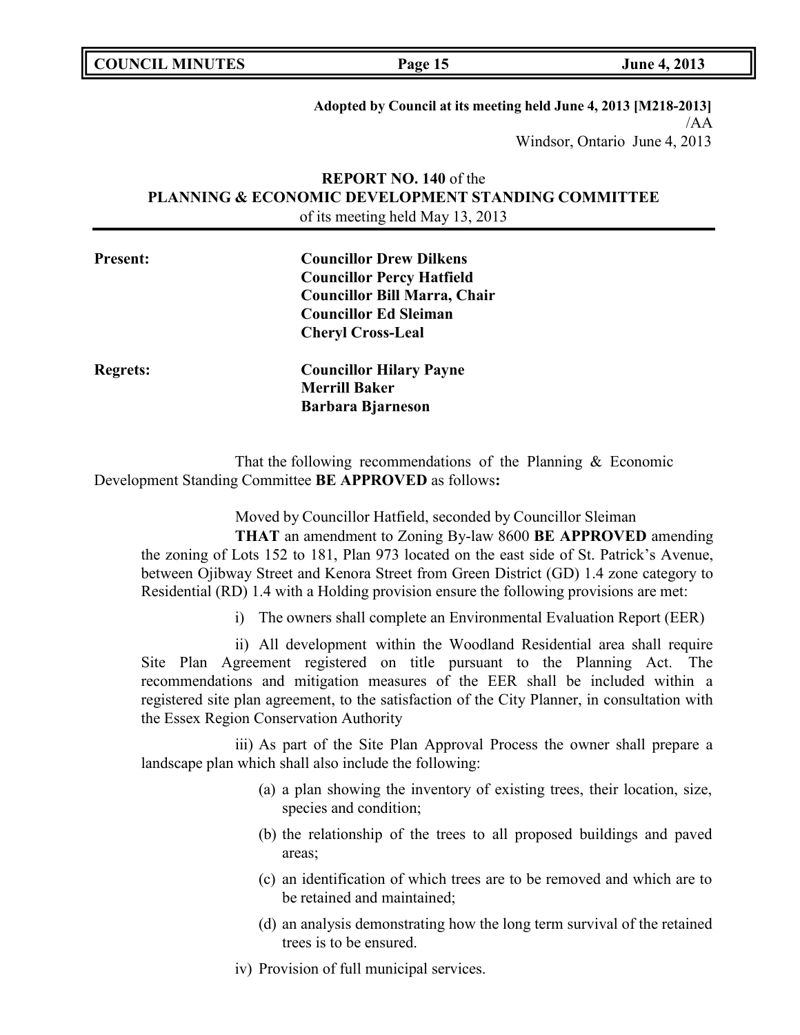**Adopted by Council at its meeting held June 4, 2013 [M218-2013]**
/AA
Windsor, Ontario June 4, 2013

**REPORT NO. 140** of the
**PLANNING & ECONOMIC DEVELOPMENT STANDING COMMITTEE**
of its meeting held May 13, 2013

**Present:**

**Councillor Drew Dilkens**
**Councillor Percy Hatfield**
**Councillor Bill Marra, Chair**
**Councillor Ed Sleiman**
**Cheryl Cross-Leal**

**Regrets:**

**Councillor Hilary Payne**
**Merrill Baker**
**Barbara Bjarneson**

That the following recommendations of the Planning & Economic Development Standing Committee **BE APPROVED** as follows**:**

Moved by Councillor Hatfield, seconded by Councillor Sleiman

**THAT** an amendment to Zoning By-law 8600 **BE APPROVED** amending the zoning of Lots 152 to 181, Plan 973 located on the east side of St. Patrick's Avenue, between Ojibway Street and Kenora Street from Green District (GD) 1.4 zone category to Residential (RD) 1.4 with a Holding provision ensure the following provisions are met:

i) The owners shall complete an Environmental Evaluation Report (EER)

ii) All development within the Woodland Residential area shall require Site Plan Agreement registered on title pursuant to the Planning Act. The recommendations and mitigation measures of the EER shall be included within a registered site plan agreement, to the satisfaction of the City Planner, in consultation with the Essex Region Conservation Authority

iii) As part of the Site Plan Approval Process the owner shall prepare a landscape plan which shall also include the following:

(a) a plan showing the inventory of existing trees, their location, size, species and condition;

(b) the relationship of the trees to all proposed buildings and paved areas;

(c) an identification of which trees are to be removed and which are to be retained and maintained;

(d) an analysis demonstrating how the long term survival of the retained trees is to be ensured.

iv) Provision of full municipal services.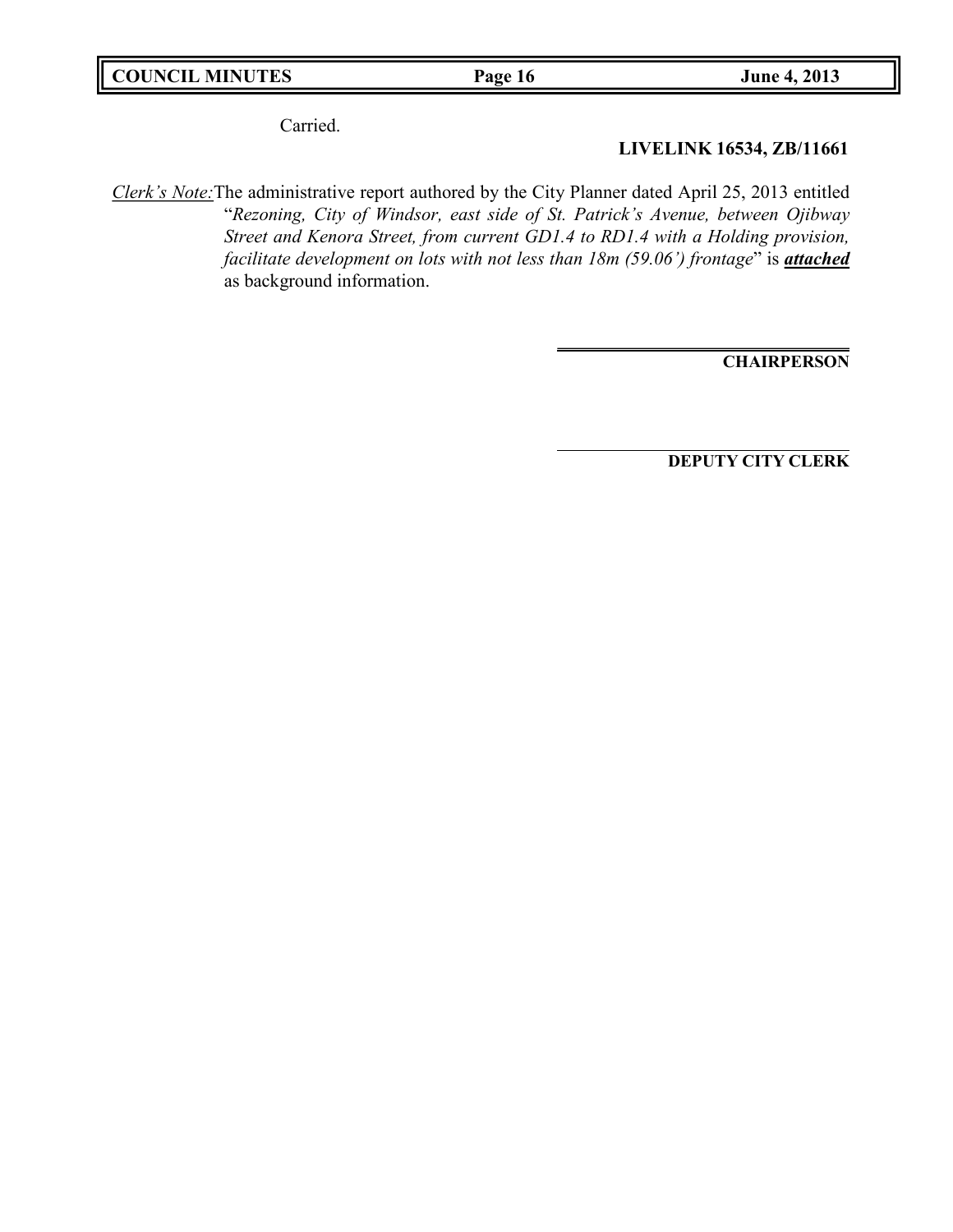Carried.

**LIVELINK 16534, ZB/11661**

*Clerk's Note:* The administrative report authored by the City Planner dated April 25, 2013 entitled "*Rezoning, City of Windsor, east side of St. Patrick's Avenue, between Ojibway Street and Kenora Street, from current GD1.4 to RD1.4 with a Holding provision, facilitate development on lots with not less than 18m (59.06') frontage*" is ***attached*** as background information.

**CHAIRPERSON**

**DEPUTY CITY CLERK**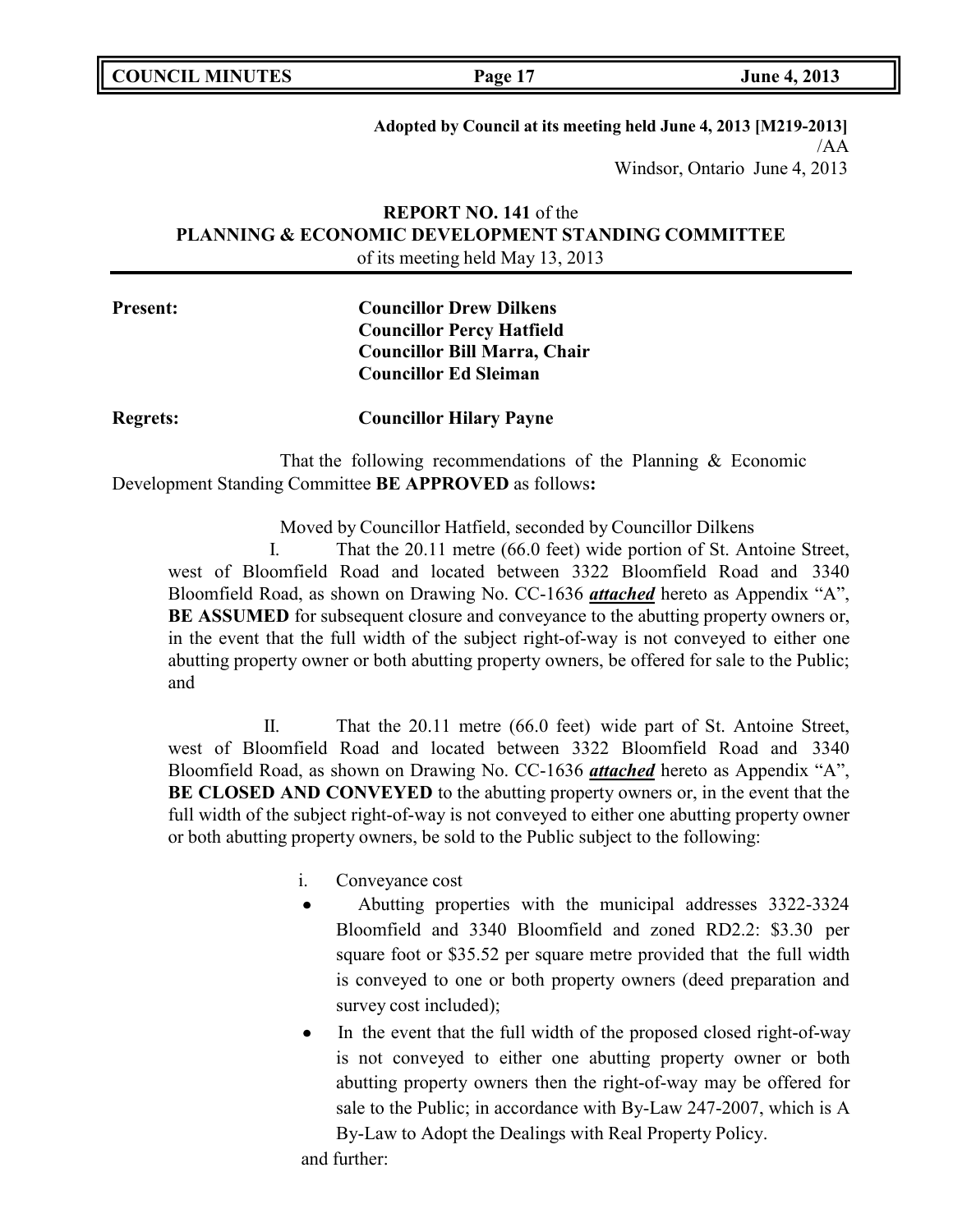**Adopted by Council at its meeting held June 4, 2013 [M219-2013]**
/AA
Windsor, Ontario June 4, 2013

**REPORT NO. 141** of the
**PLANNING & ECONOMIC DEVELOPMENT STANDING COMMITTEE**
of its meeting held May 13, 2013

**Present:** **Councillor Drew Dilkens**
**Councillor Percy Hatfield**
**Councillor Bill Marra, Chair**
**Councillor Ed Sleiman**

**Regrets:** **Councillor Hilary Payne**

That the following recommendations of the Planning & Economic Development Standing Committee **BE APPROVED** as follows**:**

Moved by Councillor Hatfield, seconded by Councillor Dilkens

I. That the 20.11 metre (66.0 feet) wide portion of St. Antoine Street, west of Bloomfield Road and located between 3322 Bloomfield Road and 3340 Bloomfield Road, as shown on Drawing No. CC-1636 ***attached*** hereto as Appendix "A", **BE ASSUMED** for subsequent closure and conveyance to the abutting property owners or, in the event that the full width of the subject right-of-way is not conveyed to either one abutting property owner or both abutting property owners, be offered for sale to the Public; and

II. That the 20.11 metre (66.0 feet) wide part of St. Antoine Street, west of Bloomfield Road and located between 3322 Bloomfield Road and 3340 Bloomfield Road, as shown on Drawing No. CC-1636 ***attached*** hereto as Appendix "A", **BE CLOSED AND CONVEYED** to the abutting property owners or, in the event that the full width of the subject right-of-way is not conveyed to either one abutting property owner or both abutting property owners, be sold to the Public subject to the following:

i. Conveyance cost

- Abutting properties with the municipal addresses 3322-3324 Bloomfield and 3340 Bloomfield and zoned RD2.2: $3.30 per square foot or $35.52 per square metre provided that the full width is conveyed to one or both property owners (deed preparation and survey cost included);
- In the event that the full width of the proposed closed right-of-way is not conveyed to either one abutting property owner or both abutting property owners then the right-of-way may be offered for sale to the Public; in accordance with By-Law 247-2007, which is A By-Law to Adopt the Dealings with Real Property Policy.

and further: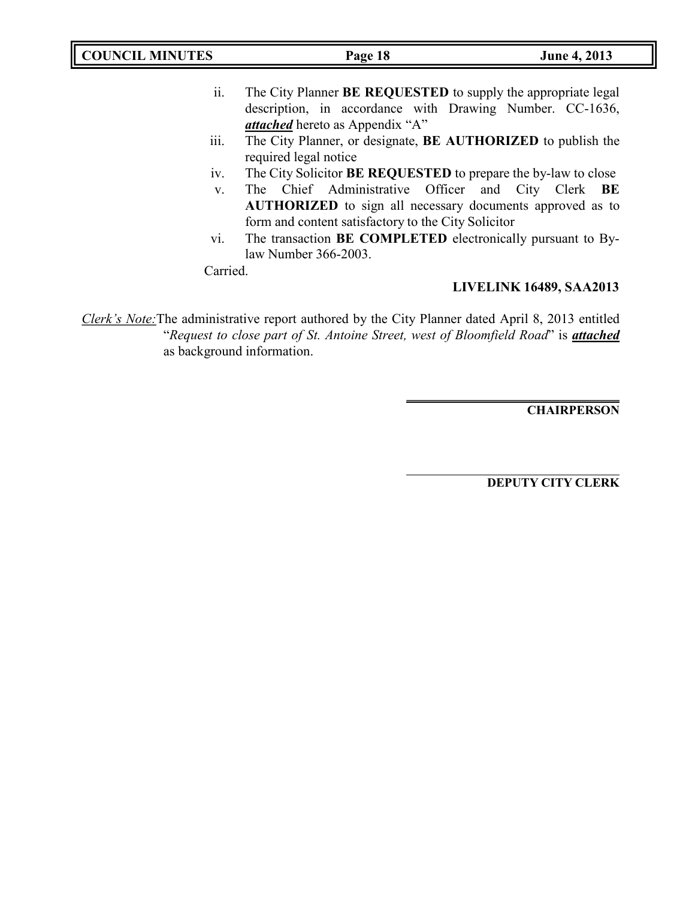ii. The City Planner **BE REQUESTED** to supply the appropriate legal description, in accordance with Drawing Number. CC-1636, ***attached*** hereto as Appendix "A"

iii. The City Planner, or designate, **BE AUTHORIZED** to publish the required legal notice

iv. The City Solicitor **BE REQUESTED** to prepare the by-law to close

v. The Chief Administrative Officer and City Clerk **BE AUTHORIZED** to sign all necessary documents approved as to form and content satisfactory to the City Solicitor

vi. The transaction **BE COMPLETED** electronically pursuant to By-law Number 366-2003.

Carried.

**LIVELINK 16489, SAA2013**

*Clerk's Note:* The administrative report authored by the City Planner dated April 8, 2013 entitled "*Request to close part of St. Antoine Street, west of Bloomfield Road*" is ***attached*** as background information.

**CHAIRPERSON**

**DEPUTY CITY CLERK**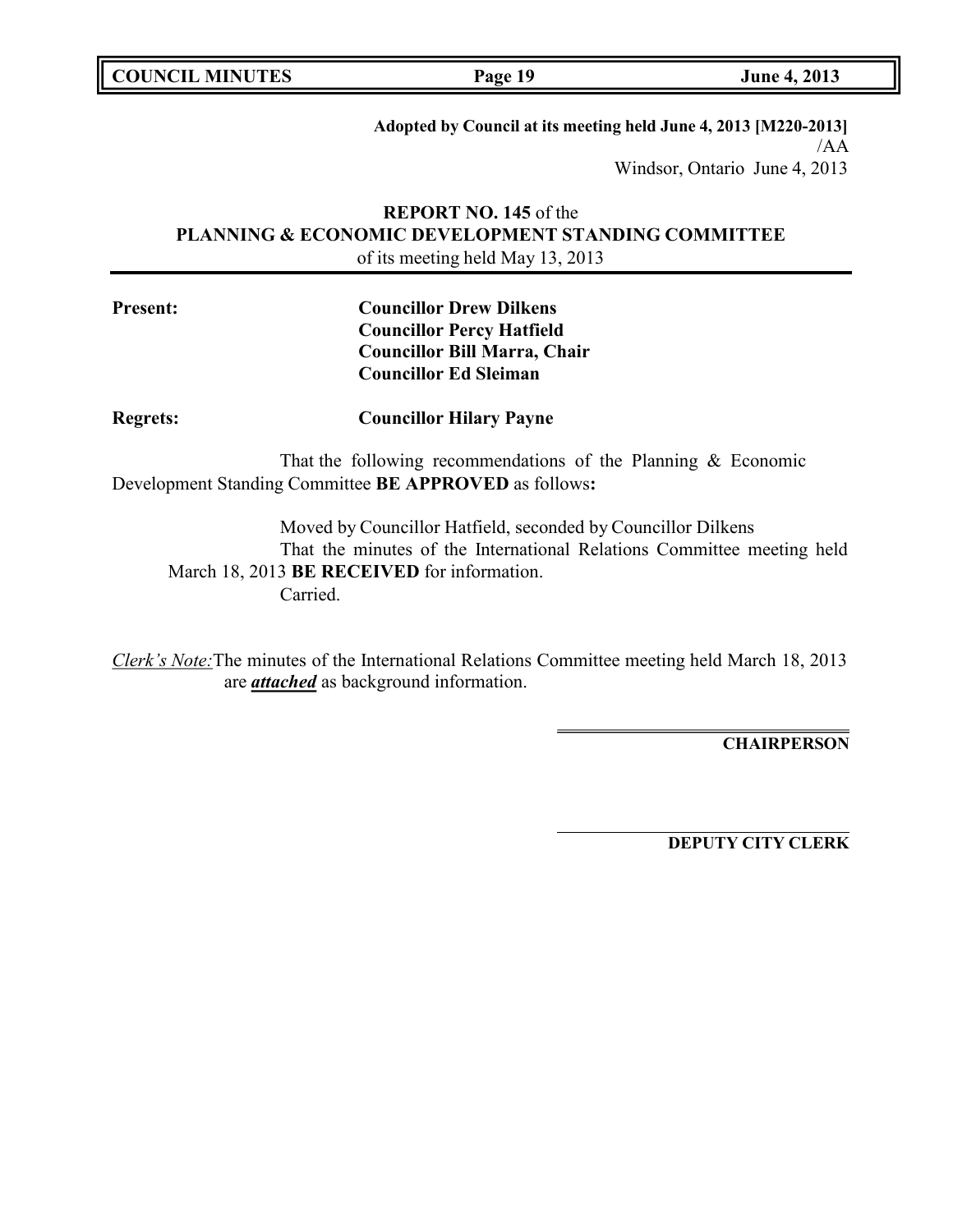**Adopted by Council at its meeting held June 4, 2013 [M220-2013]**
/AA
Windsor, Ontario June 4, 2013

**REPORT NO. 145** of the
**PLANNING & ECONOMIC DEVELOPMENT STANDING COMMITTEE**
of its meeting held May 13, 2013

**Present:** **Councillor Drew Dilkens**
**Councillor Percy Hatfield**
**Councillor Bill Marra, Chair**
**Councillor Ed Sleiman**

**Regrets:** **Councillor Hilary Payne**

That the following recommendations of the Planning & Economic Development Standing Committee **BE APPROVED** as follows**:**

Moved by Councillor Hatfield, seconded by Councillor Dilkens
That the minutes of the International Relations Committee meeting held March 18, 2013 **BE RECEIVED** for information.
Carried.

*Clerk's Note:* The minutes of the International Relations Committee meeting held March 18, 2013 are ***attached*** as background information.

**CHAIRPERSON**

**DEPUTY CITY CLERK**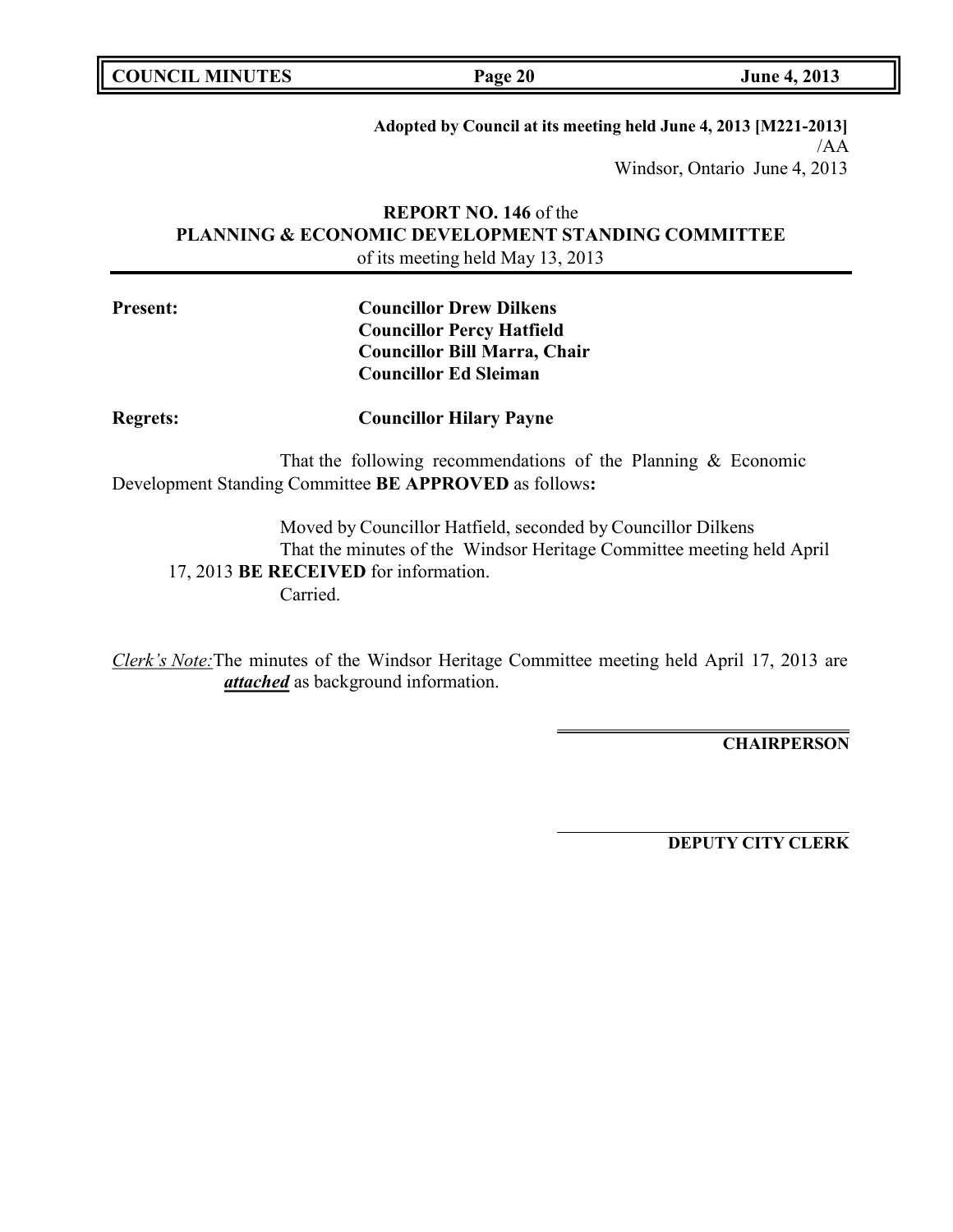**Adopted by Council at its meeting held June 4, 2013 [M221-2013]**
/AA
Windsor, Ontario June 4, 2013

## **REPORT NO. 146** of the **PLANNING & ECONOMIC DEVELOPMENT STANDING COMMITTEE** of its meeting held May 13, 2013

**Present:** **Councillor Drew Dilkens**
**Councillor Percy Hatfield**
**Councillor Bill Marra, Chair**
**Councillor Ed Sleiman**

**Regrets:** **Councillor Hilary Payne**

That the following recommendations of the Planning & Economic Development Standing Committee **BE APPROVED** as follows**:**

Moved by Councillor Hatfield, seconded by Councillor Dilkens
That the minutes of the Windsor Heritage Committee meeting held April 17, 2013 **BE RECEIVED** for information.
Carried.

*Clerk's Note:* The minutes of the Windsor Heritage Committee meeting held April 17, 2013 are ***attached*** as background information.

**CHAIRPERSON**

**DEPUTY CITY CLERK**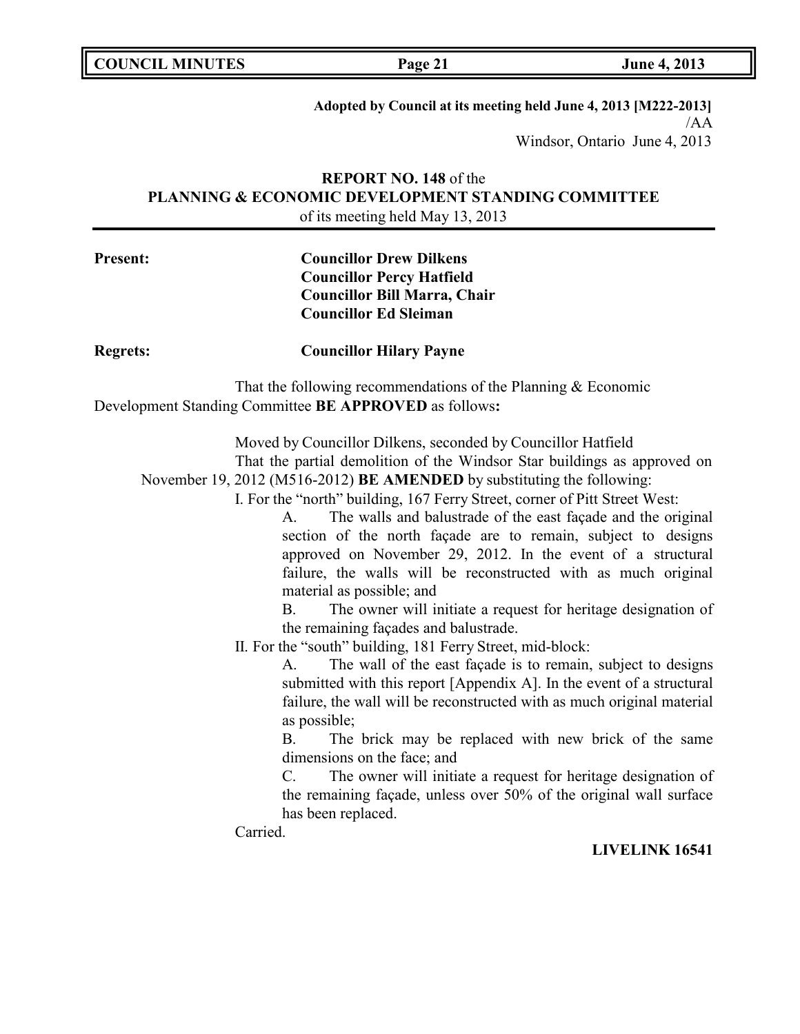**Adopted by Council at its meeting held June 4, 2013 [M222-2013]**
/AA
Windsor, Ontario June 4, 2013

**REPORT NO. 148** of the
**PLANNING & ECONOMIC DEVELOPMENT STANDING COMMITTEE**
of its meeting held May 13, 2013

**Present:** **Councillor Drew Dilkens**
**Councillor Percy Hatfield**
**Councillor Bill Marra, Chair**
**Councillor Ed Sleiman**

**Regrets:** **Councillor Hilary Payne**

That the following recommendations of the Planning & Economic Development Standing Committee **BE APPROVED** as follows**:**

Moved by Councillor Dilkens, seconded by Councillor Hatfield

That the partial demolition of the Windsor Star buildings as approved on November 19, 2012 (M516-2012) **BE AMENDED** by substituting the following:

I. For the "north" building, 167 Ferry Street, corner of Pitt Street West:

A. The walls and balustrade of the east façade and the original section of the north façade are to remain, subject to designs approved on November 29, 2012. In the event of a structural failure, the walls will be reconstructed with as much original material as possible; and

B. The owner will initiate a request for heritage designation of the remaining façades and balustrade.

II. For the "south" building, 181 Ferry Street, mid-block:

A. The wall of the east façade is to remain, subject to designs submitted with this report [Appendix A]. In the event of a structural failure, the wall will be reconstructed with as much original material as possible;

B. The brick may be replaced with new brick of the same dimensions on the face; and

C. The owner will initiate a request for heritage designation of the remaining façade, unless over 50% of the original wall surface has been replaced.

Carried.

**LIVELINK 16541**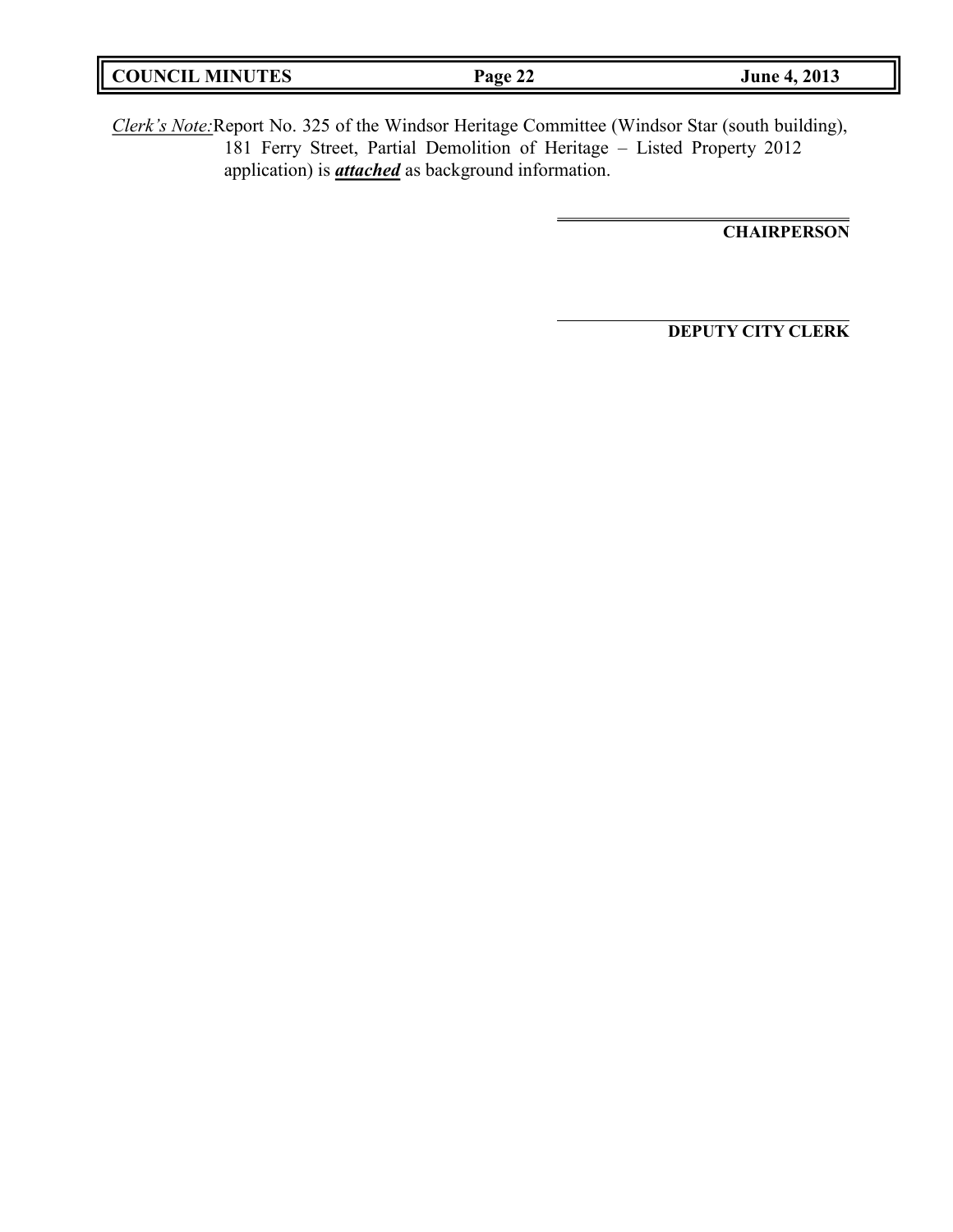*Clerk's Note:* Report No. 325 of the Windsor Heritage Committee (Windsor Star (south building), 181 Ferry Street, Partial Demolition of Heritage – Listed Property 2012 application) is ***attached*** as background information.

**CHAIRPERSON**

**DEPUTY CITY CLERK**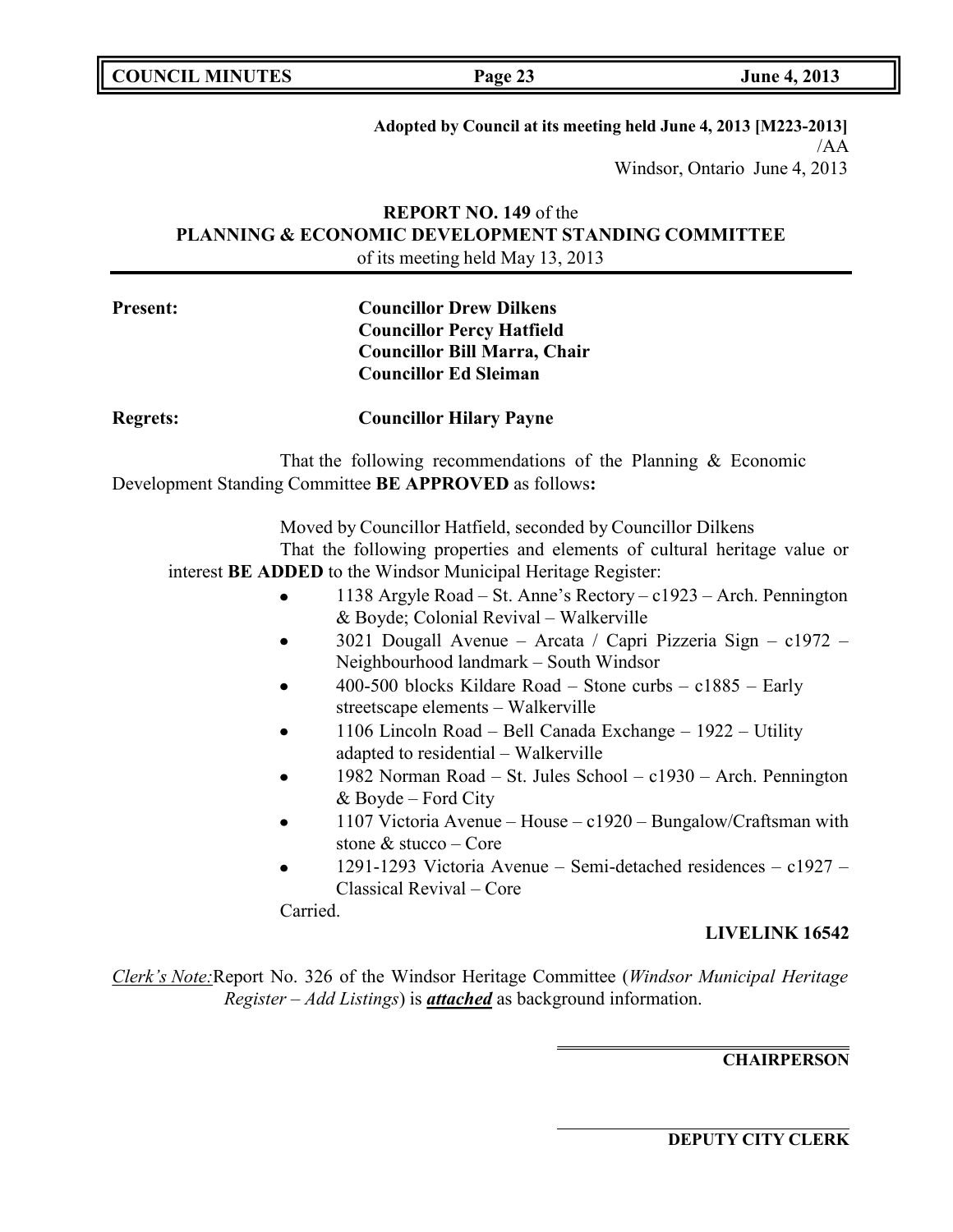**Adopted by Council at its meeting held June 4, 2013 [M223-2013]**
/AA
Windsor, Ontario June 4, 2013

**REPORT NO. 149** of the
**PLANNING & ECONOMIC DEVELOPMENT STANDING COMMITTEE**
of its meeting held May 13, 2013

**Present:** **Councillor Drew Dilkens**
**Councillor Percy Hatfield**
**Councillor Bill Marra, Chair**
**Councillor Ed Sleiman**

**Regrets:** **Councillor Hilary Payne**

That the following recommendations of the Planning & Economic Development Standing Committee **BE APPROVED** as follows**:**

Moved by Councillor Hatfield, seconded by Councillor Dilkens
That the following properties and elements of cultural heritage value or interest **BE ADDED** to the Windsor Municipal Heritage Register:

- 1138 Argyle Road – St. Anne's Rectory – c1923 – Arch. Pennington & Boyde; Colonial Revival – Walkerville
- 3021 Dougall Avenue – Arcata / Capri Pizzeria Sign – c1972 – Neighbourhood landmark – South Windsor
- 400-500 blocks Kildare Road – Stone curbs – c1885 – Early streetscape elements – Walkerville
- 1106 Lincoln Road – Bell Canada Exchange – 1922 – Utility adapted to residential – Walkerville
- 1982 Norman Road – St. Jules School – c1930 – Arch. Pennington & Boyde – Ford City
- 1107 Victoria Avenue – House – c1920 – Bungalow/Craftsman with stone & stucco – Core
- 1291-1293 Victoria Avenue – Semi-detached residences – c1927 – Classical Revival – Core

Carried.

**LIVELINK 16542**

*Clerk's Note:* Report No. 326 of the Windsor Heritage Committee (*Windsor Municipal Heritage Register – Add Listings*) is ***attached*** as background information.

**CHAIRPERSON**

**DEPUTY CITY CLERK**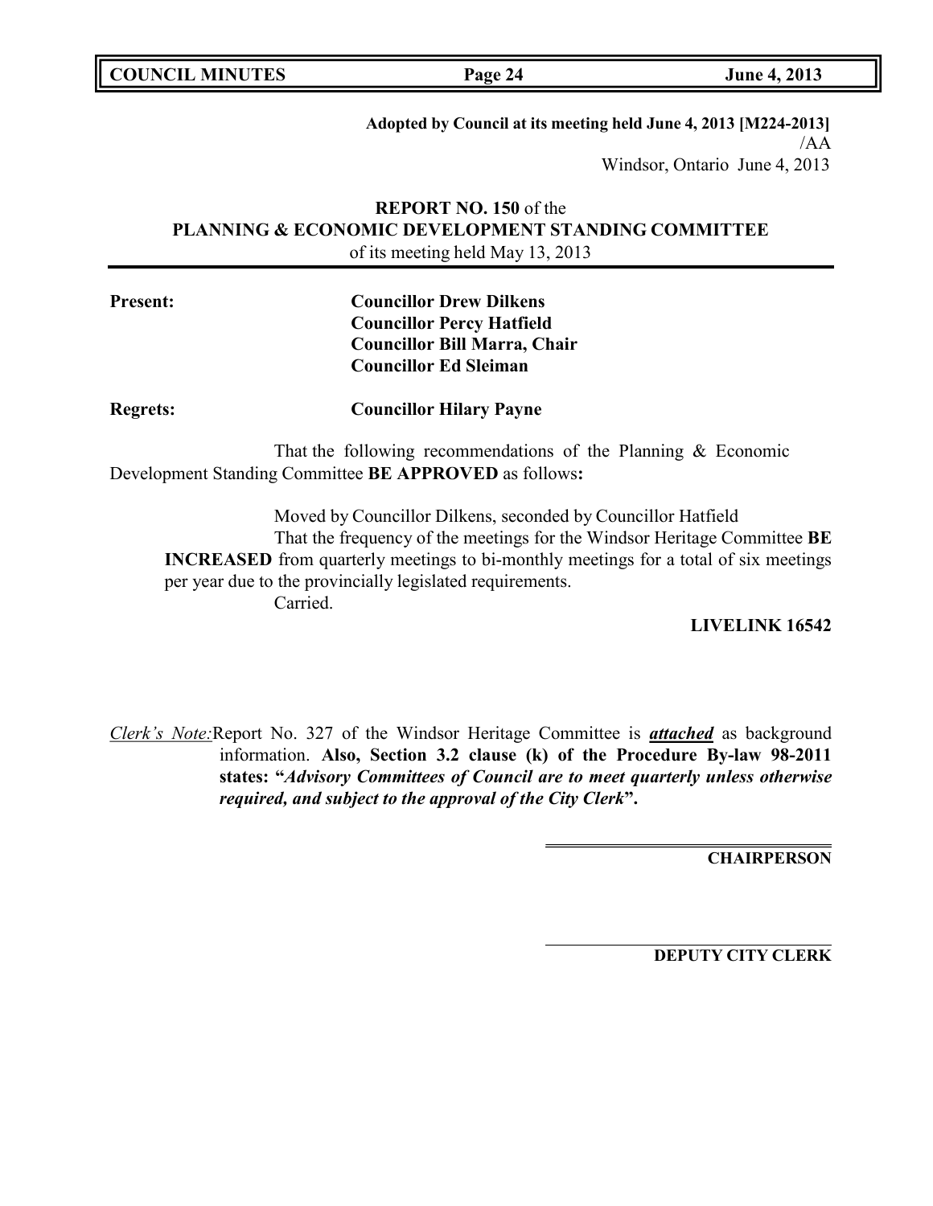**Adopted by Council at its meeting held June 4, 2013 [M224-2013]**
/AA
Windsor, Ontario June 4, 2013

**REPORT NO. 150** of the
**PLANNING & ECONOMIC DEVELOPMENT STANDING COMMITTEE**
of its meeting held May 13, 2013

**Present:**
**Councillor Drew Dilkens**
**Councillor Percy Hatfield**
**Councillor Bill Marra, Chair**
**Councillor Ed Sleiman**

**Regrets:** **Councillor Hilary Payne**

That the following recommendations of the Planning & Economic Development Standing Committee **BE APPROVED** as follows**:**

Moved by Councillor Dilkens, seconded by Councillor Hatfield
That the frequency of the meetings for the Windsor Heritage Committee **BE INCREASED** from quarterly meetings to bi-monthly meetings for a total of six meetings per year due to the provincially legislated requirements.
Carried.

**LIVELINK 16542**

*Clerk's Note:* Report No. 327 of the Windsor Heritage Committee is ***attached*** as background information. **Also, Section 3.2 clause (k) of the Procedure By-law 98-2011 states: "*Advisory Committees of Council are to meet quarterly unless otherwise required, and subject to the approval of the City Clerk*".**

**CHAIRPERSON**

**DEPUTY CITY CLERK**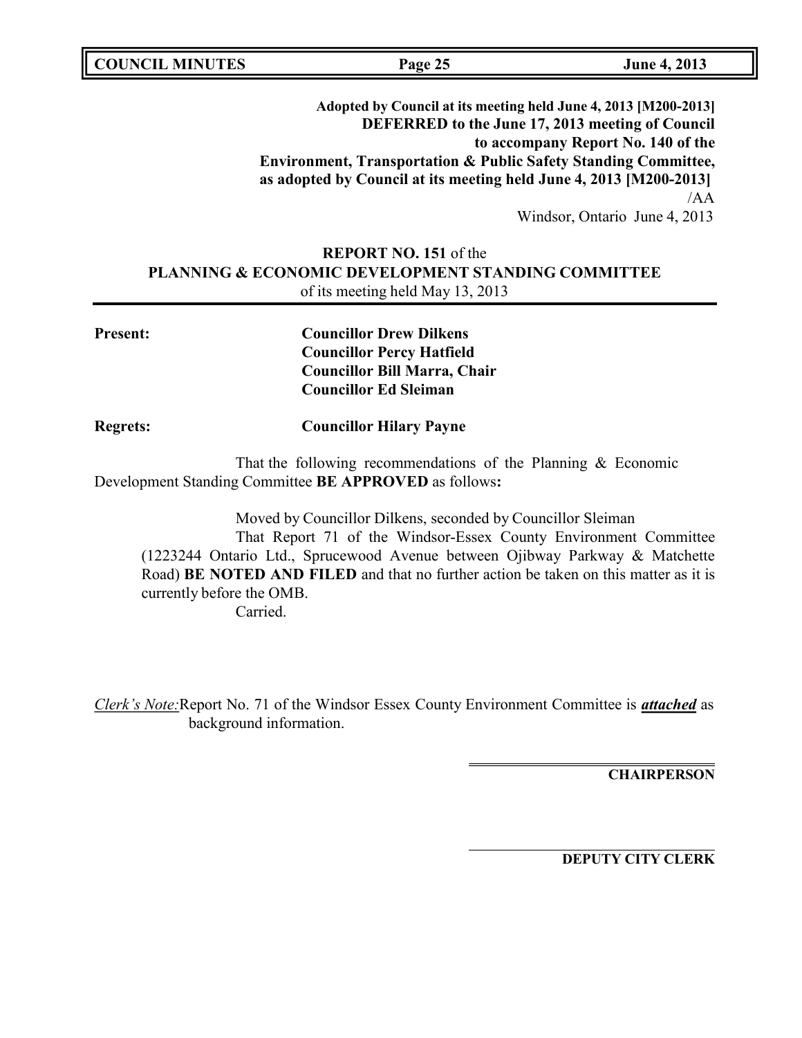**Adopted by Council at its meeting held June 4, 2013 [M200-2013]**
**DEFERRED to the June 17, 2013 meeting of Council**
**to accompany Report No. 140 of the**
**Environment, Transportation & Public Safety Standing Committee,**
**as adopted by Council at its meeting held June 4, 2013 [M200-2013]**
/AA
Windsor, Ontario June 4, 2013

**REPORT NO. 151** of the
**PLANNING & ECONOMIC DEVELOPMENT STANDING COMMITTEE**
of its meeting held May 13, 2013

**Present:**
**Councillor Drew Dilkens**
**Councillor Percy Hatfield**
**Councillor Bill Marra, Chair**
**Councillor Ed Sleiman**

**Regrets:** **Councillor Hilary Payne**

That the following recommendations of the Planning & Economic Development Standing Committee **BE APPROVED** as follows**:**

Moved by Councillor Dilkens, seconded by Councillor Sleiman

That Report 71 of the Windsor-Essex County Environment Committee (1223244 Ontario Ltd., Sprucewood Avenue between Ojibway Parkway & Matchette Road) **BE NOTED AND FILED** and that no further action be taken on this matter as it is currently before the OMB.

Carried.

*Clerk's Note:* Report No. 71 of the Windsor Essex County Environment Committee is ***attached*** as background information.

**CHAIRPERSON**

**DEPUTY CITY CLERK**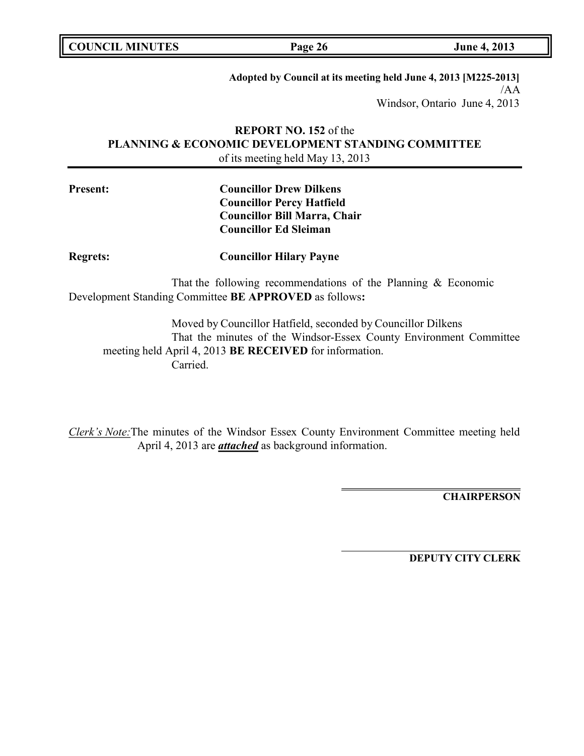**Adopted by Council at its meeting held June 4, 2013 [M225-2013]**
/AA
Windsor, Ontario June 4, 2013

**REPORT NO. 152** of the
**PLANNING & ECONOMIC DEVELOPMENT STANDING COMMITTEE**
of its meeting held May 13, 2013

**Present:**

**Councillor Drew Dilkens**
**Councillor Percy Hatfield**
**Councillor Bill Marra, Chair**
**Councillor Ed Sleiman**

**Regrets:**

**Councillor Hilary Payne**

That the following recommendations of the Planning & Economic Development Standing Committee **BE APPROVED** as follows**:**

Moved by Councillor Hatfield, seconded by Councillor Dilkens
That the minutes of the Windsor-Essex County Environment Committee meeting held April 4, 2013 **BE RECEIVED** for information.
Carried.

*Clerk's Note:* The minutes of the Windsor Essex County Environment Committee meeting held April 4, 2013 are ***attached*** as background information.

**CHAIRPERSON**

**DEPUTY CITY CLERK**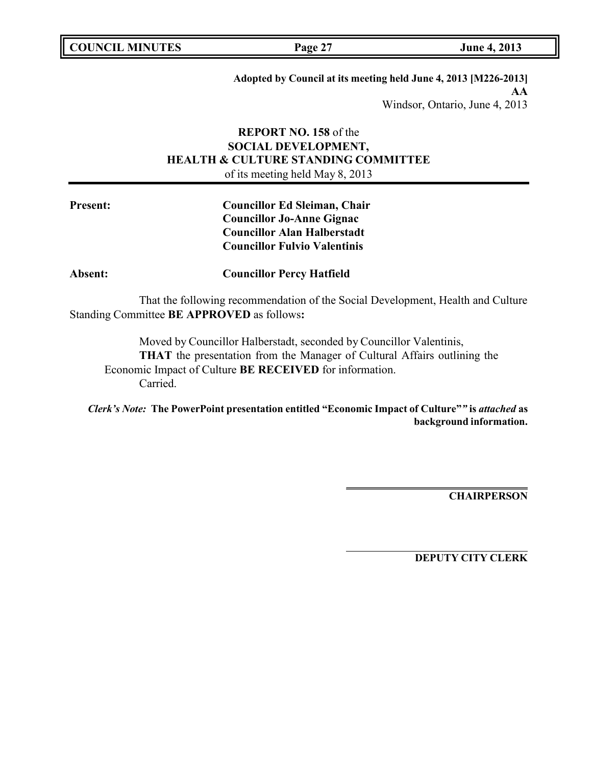**Adopted by Council at its meeting held June 4, 2013 [M226-2013]**
**AA**
Windsor, Ontario, June 4, 2013

**REPORT NO. 158** of the
**SOCIAL DEVELOPMENT,**
**HEALTH & CULTURE STANDING COMMITTEE**
of its meeting held May 8, 2013

---

**Present:** **Councillor Ed Sleiman, Chair**
**Councillor Jo-Anne Gignac**
**Councillor Alan Halberstadt**
**Councillor Fulvio Valentinis**

**Absent:** **Councillor Percy Hatfield**

That the following recommendation of the Social Development, Health and Culture Standing Committee **BE APPROVED** as follows**:**

Moved by Councillor Halberstadt, seconded by Councillor Valentinis,
**THAT** the presentation from the Manager of Cultural Affairs outlining the Economic Impact of Culture **BE RECEIVED** for information.
Carried.

***Clerk's Note:*** **The PowerPoint presentation entitled "Economic Impact of Culture"" is *attached* as background information.**

**CHAIRPERSON**

**DEPUTY CITY CLERK**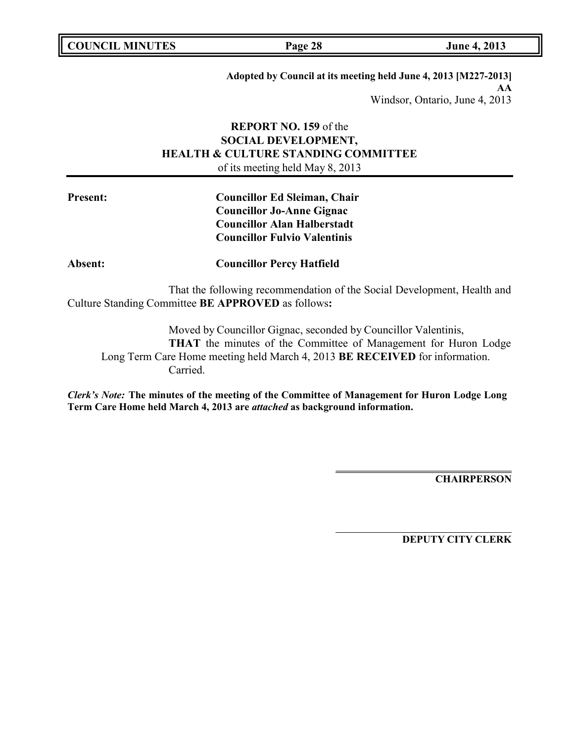**Adopted by Council at its meeting held June 4, 2013 [M227-2013]**
**AA**
Windsor, Ontario, June 4, 2013

**REPORT NO. 159** of the
**SOCIAL DEVELOPMENT,**
**HEALTH & CULTURE STANDING COMMITTEE**
of its meeting held May 8, 2013

**Present:** **Councillor Ed Sleiman, Chair**
**Councillor Jo-Anne Gignac**
**Councillor Alan Halberstadt**
**Councillor Fulvio Valentinis**

**Absent:** **Councillor Percy Hatfield**

That the following recommendation of the Social Development, Health and Culture Standing Committee **BE APPROVED** as follows**:**

Moved by Councillor Gignac, seconded by Councillor Valentinis,
**THAT** the minutes of the Committee of Management for Huron Lodge Long Term Care Home meeting held March 4, 2013 **BE RECEIVED** for information.
Carried.

***Clerk's Note:*** **The minutes of the meeting of the Committee of Management for Huron Lodge Long Term Care Home held March 4, 2013 are *attached* as background information.**

**CHAIRPERSON**

**DEPUTY CITY CLERK**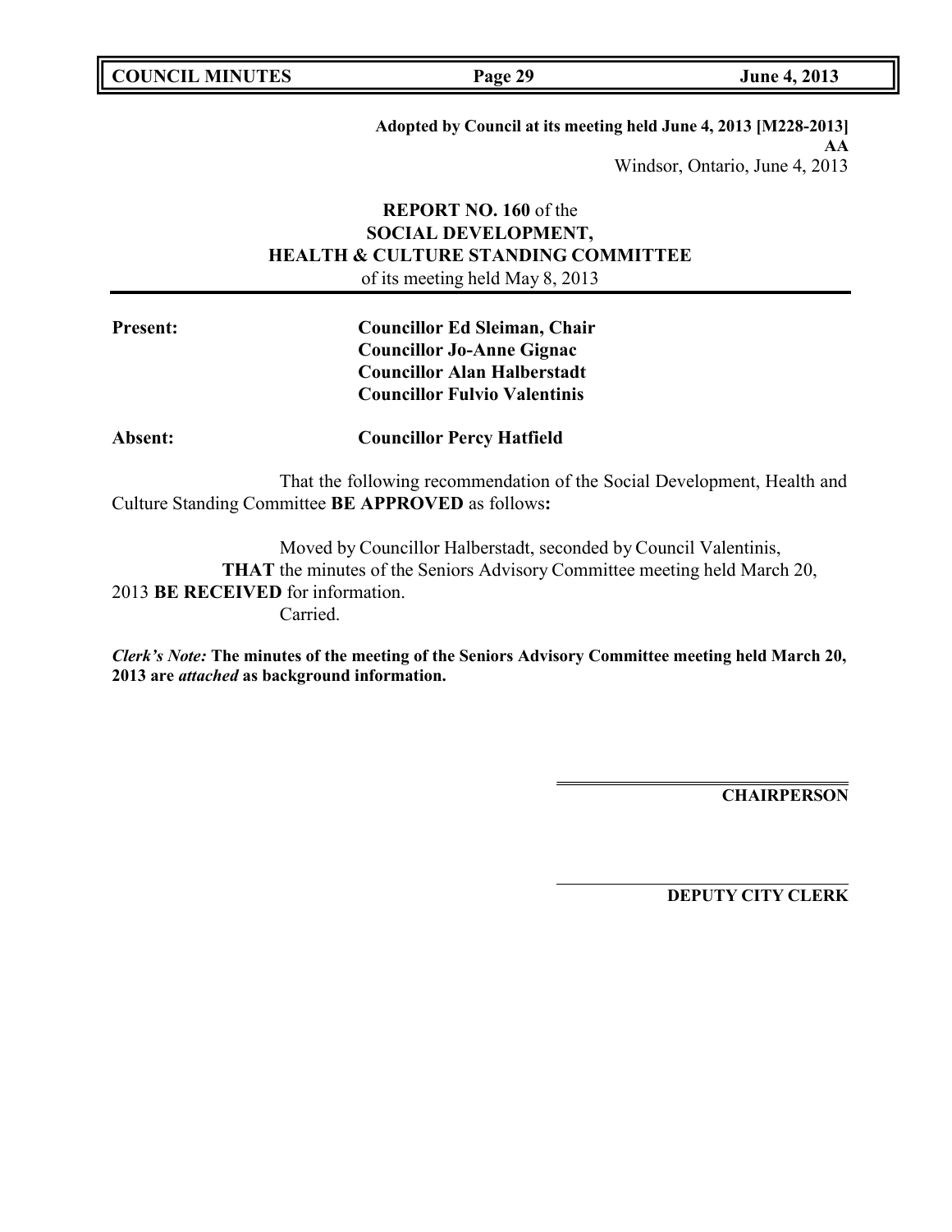**Adopted by Council at its meeting held June 4, 2013 [M228-2013]**
**AA**
Windsor, Ontario, June 4, 2013

**REPORT NO. 160** of the
**SOCIAL DEVELOPMENT,**
**HEALTH & CULTURE STANDING COMMITTEE**
of its meeting held May 8, 2013

**Present:** **Councillor Ed Sleiman, Chair**
**Councillor Jo-Anne Gignac**
**Councillor Alan Halberstadt**
**Councillor Fulvio Valentinis**

**Absent:** **Councillor Percy Hatfield**

That the following recommendation of the Social Development, Health and Culture Standing Committee **BE APPROVED** as follows**:**

Moved by Councillor Halberstadt, seconded by Council Valentinis,
**THAT** the minutes of the Seniors Advisory Committee meeting held March 20, 2013 **BE RECEIVED** for information.
Carried.

***Clerk's Note:*** **The minutes of the meeting of the Seniors Advisory Committee meeting held March 20, 2013 are *attached* as background information.**

**CHAIRPERSON**

**DEPUTY CITY CLERK**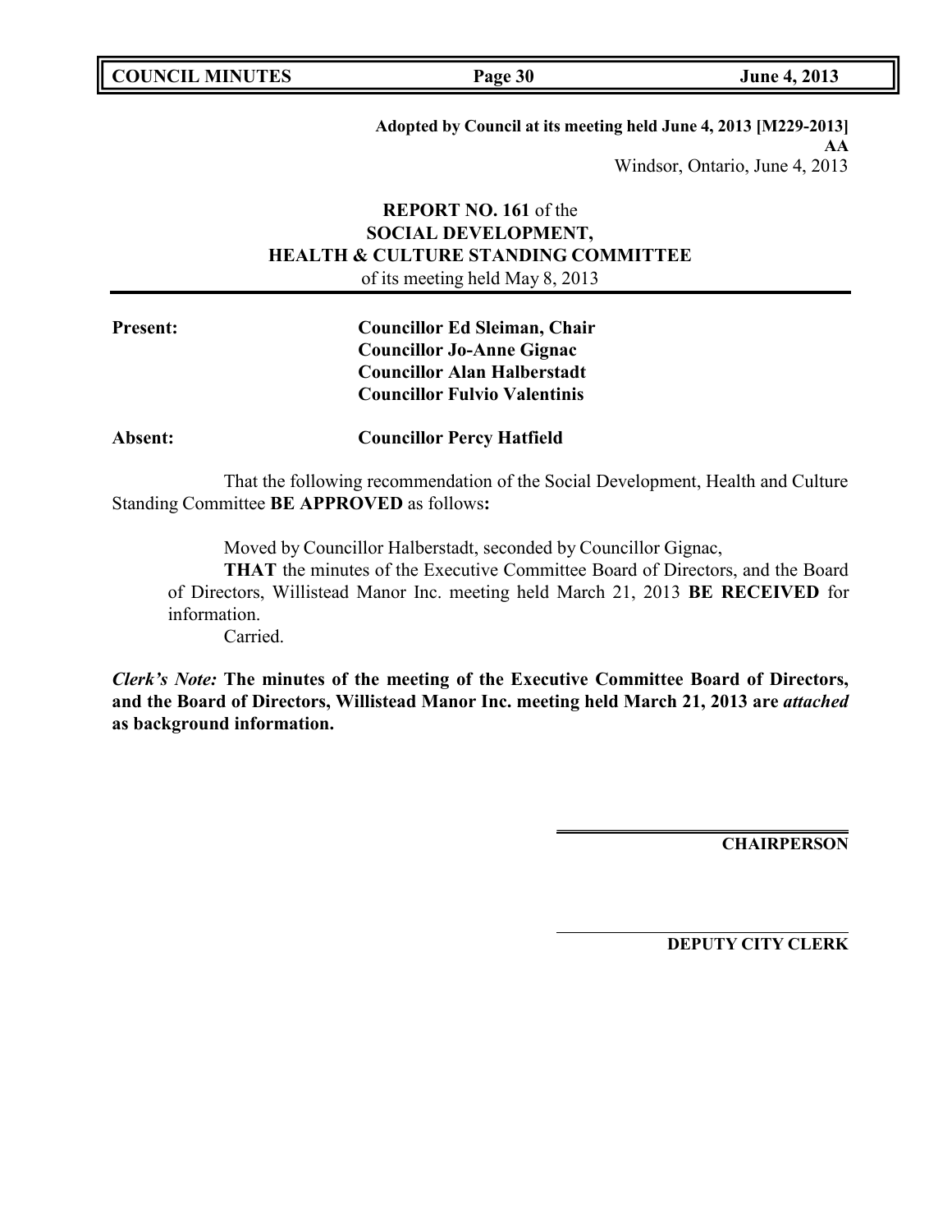**Adopted by Council at its meeting held June 4, 2013 [M229-2013]**
**AA**
Windsor, Ontario, June 4, 2013

**REPORT NO. 161** of the
**SOCIAL DEVELOPMENT,**
**HEALTH & CULTURE STANDING COMMITTEE**
of its meeting held May 8, 2013

---

**Present:** **Councillor Ed Sleiman, Chair**
**Councillor Jo-Anne Gignac**
**Councillor Alan Halberstadt**
**Councillor Fulvio Valentinis**

**Absent:** **Councillor Percy Hatfield**

That the following recommendation of the Social Development, Health and Culture Standing Committee **BE APPROVED** as follows**:**

> Moved by Councillor Halberstadt, seconded by Councillor Gignac,
>
> **THAT** the minutes of the Executive Committee Board of Directors, and the Board of Directors, Willistead Manor Inc. meeting held March 21, 2013 **BE RECEIVED** for information.
>
> Carried.

***Clerk's Note:*** **The minutes of the meeting of the Executive Committee Board of Directors, and the Board of Directors, Willistead Manor Inc. meeting held March 21, 2013 are *attached* as background information.**

**CHAIRPERSON**

**DEPUTY CITY CLERK**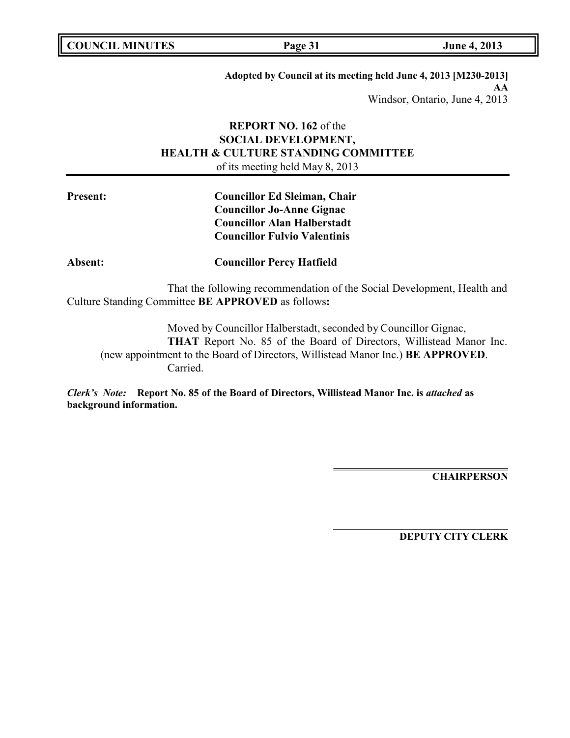**Adopted by Council at its meeting held June 4, 2013 [M230-2013]**
**AA**
Windsor, Ontario, June 4, 2013

**REPORT NO. 162** of the
**SOCIAL DEVELOPMENT,**
**HEALTH & CULTURE STANDING COMMITTEE**
of its meeting held May 8, 2013

**Present:**
**Councillor Ed Sleiman, Chair**
**Councillor Jo-Anne Gignac**
**Councillor Alan Halberstadt**
**Councillor Fulvio Valentinis**

**Absent:**
**Councillor Percy Hatfield**

That the following recommendation of the Social Development, Health and Culture Standing Committee **BE APPROVED** as follows**:**

Moved by Councillor Halberstadt, seconded by Councillor Gignac,
**THAT** Report No. 85 of the Board of Directors, Willistead Manor Inc. (new appointment to the Board of Directors, Willistead Manor Inc.) **BE APPROVED**.
Carried.

***Clerk's Note:*** **Report No. 85 of the Board of Directors, Willistead Manor Inc. is *attached* as background information.**

**CHAIRPERSON**

**DEPUTY CITY CLERK**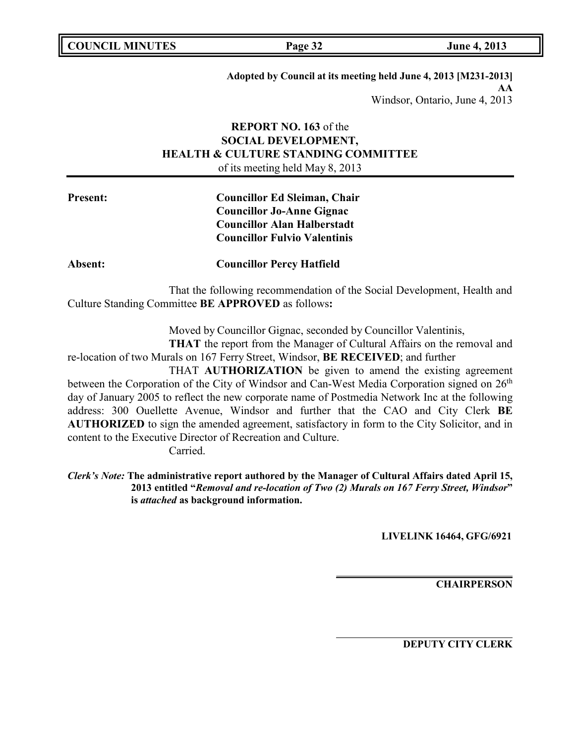**Adopted by Council at its meeting held June 4, 2013 [M231-2013]**
**AA**
Windsor, Ontario, June 4, 2013

**REPORT NO. 163** of the
**SOCIAL DEVELOPMENT,**
**HEALTH & CULTURE STANDING COMMITTEE**
of its meeting held May 8, 2013

**Present:** **Councillor Ed Sleiman, Chair**
**Councillor Jo-Anne Gignac**
**Councillor Alan Halberstadt**
**Councillor Fulvio Valentinis**

**Absent:** **Councillor Percy Hatfield**

That the following recommendation of the Social Development, Health and Culture Standing Committee **BE APPROVED** as follows**:**

Moved by Councillor Gignac, seconded by Councillor Valentinis,

**THAT** the report from the Manager of Cultural Affairs on the removal and re-location of two Murals on 167 Ferry Street, Windsor, **BE RECEIVED**; and further

THAT **AUTHORIZATION** be given to amend the existing agreement between the Corporation of the City of Windsor and Can-West Media Corporation signed on 26th day of January 2005 to reflect the new corporate name of Postmedia Network Inc at the following address: 300 Ouellette Avenue, Windsor and further that the CAO and City Clerk **BE AUTHORIZED** to sign the amended agreement, satisfactory in form to the City Solicitor, and in content to the Executive Director of Recreation and Culture.

Carried.

***Clerk's Note:*** **The administrative report authored by the Manager of Cultural Affairs dated April 15, 2013 entitled "*Removal and re-location of Two (2) Murals on 167 Ferry Street, Windsor*" is *attached* as background information.**

**LIVELINK 16464, GFG/6921**

**CHAIRPERSON**

**DEPUTY CITY CLERK**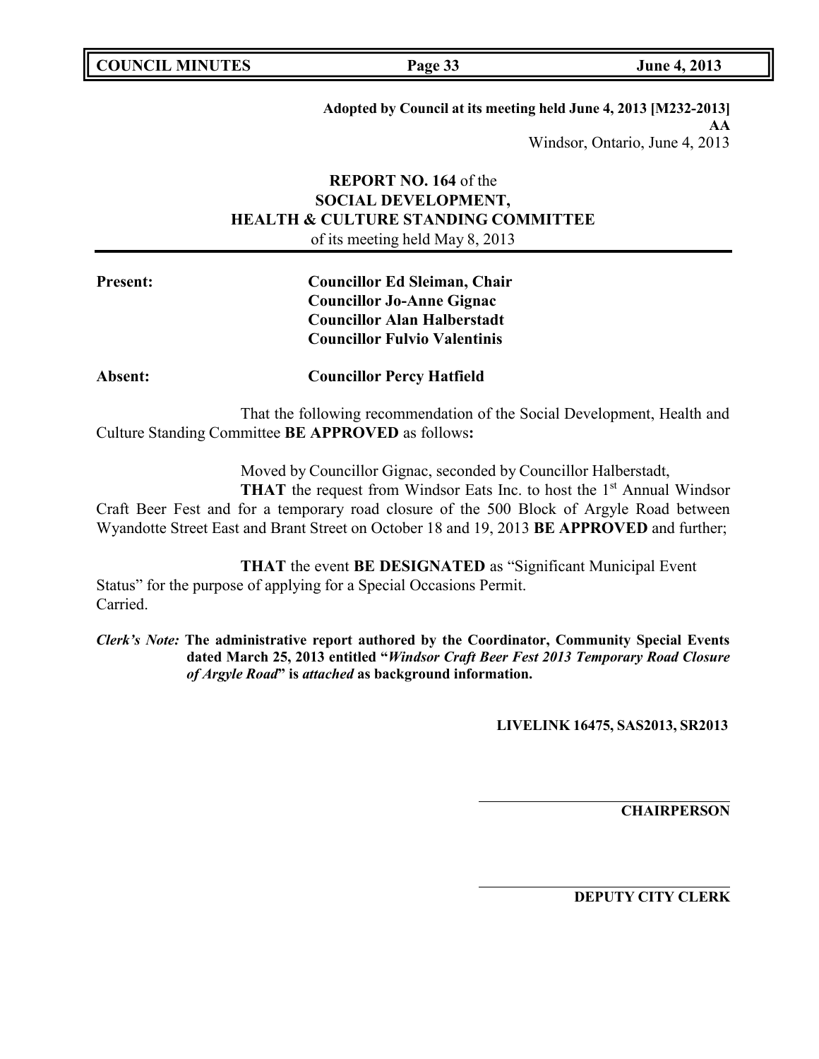**Adopted by Council at its meeting held June 4, 2013 [M232-2013]**
**AA**
Windsor, Ontario, June 4, 2013

**REPORT NO. 164** of the
**SOCIAL DEVELOPMENT,**
**HEALTH & CULTURE STANDING COMMITTEE**
of its meeting held May 8, 2013

**Present:** **Councillor Ed Sleiman, Chair**
**Councillor Jo-Anne Gignac**
**Councillor Alan Halberstadt**
**Councillor Fulvio Valentinis**

**Absent:** **Councillor Percy Hatfield**

That the following recommendation of the Social Development, Health and Culture Standing Committee **BE APPROVED** as follows**:**

Moved by Councillor Gignac, seconded by Councillor Halberstadt,
**THAT** the request from Windsor Eats Inc. to host the 1st Annual Windsor Craft Beer Fest and for a temporary road closure of the 500 Block of Argyle Road between Wyandotte Street East and Brant Street on October 18 and 19, 2013 **BE APPROVED** and further;

**THAT** the event **BE DESIGNATED** as "Significant Municipal Event Status" for the purpose of applying for a Special Occasions Permit.
Carried.

***Clerk's Note:*** **The administrative report authored by the Coordinator, Community Special Events dated March 25, 2013 entitled "*Windsor Craft Beer Fest 2013 Temporary Road Closure of Argyle Road*" is *attached* as background information.**

**LIVELINK 16475, SAS2013, SR2013**

**CHAIRPERSON**

**DEPUTY CITY CLERK**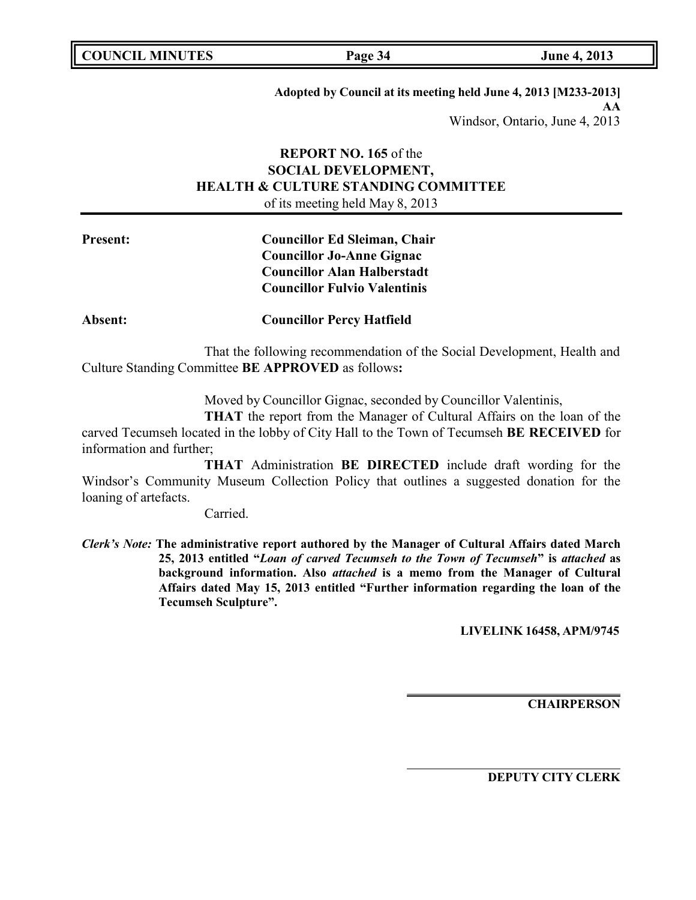**Adopted by Council at its meeting held June 4, 2013 [M233-2013]**
**AA**
Windsor, Ontario, June 4, 2013

**REPORT NO. 165** of the
**SOCIAL DEVELOPMENT,**
**HEALTH & CULTURE STANDING COMMITTEE**
of its meeting held May 8, 2013

**Present:** **Councillor Ed Sleiman, Chair**
**Councillor Jo-Anne Gignac**
**Councillor Alan Halberstadt**
**Councillor Fulvio Valentinis**

**Absent:** **Councillor Percy Hatfield**

That the following recommendation of the Social Development, Health and Culture Standing Committee **BE APPROVED** as follows**:**

Moved by Councillor Gignac, seconded by Councillor Valentinis,

**THAT** the report from the Manager of Cultural Affairs on the loan of the carved Tecumseh located in the lobby of City Hall to the Town of Tecumseh **BE RECEIVED** for information and further;

**THAT** Administration **BE DIRECTED** include draft wording for the Windsor's Community Museum Collection Policy that outlines a suggested donation for the loaning of artefacts.

Carried.

***Clerk's Note:*** **The administrative report authored by the Manager of Cultural Affairs dated March 25, 2013 entitled "*Loan of carved Tecumseh to the Town of Tecumseh*" is *attached* as background information. Also *attached* is a memo from the Manager of Cultural Affairs dated May 15, 2013 entitled "Further information regarding the loan of the Tecumseh Sculpture".**

**LIVELINK 16458, APM/9745**

**CHAIRPERSON**

**DEPUTY CITY CLERK**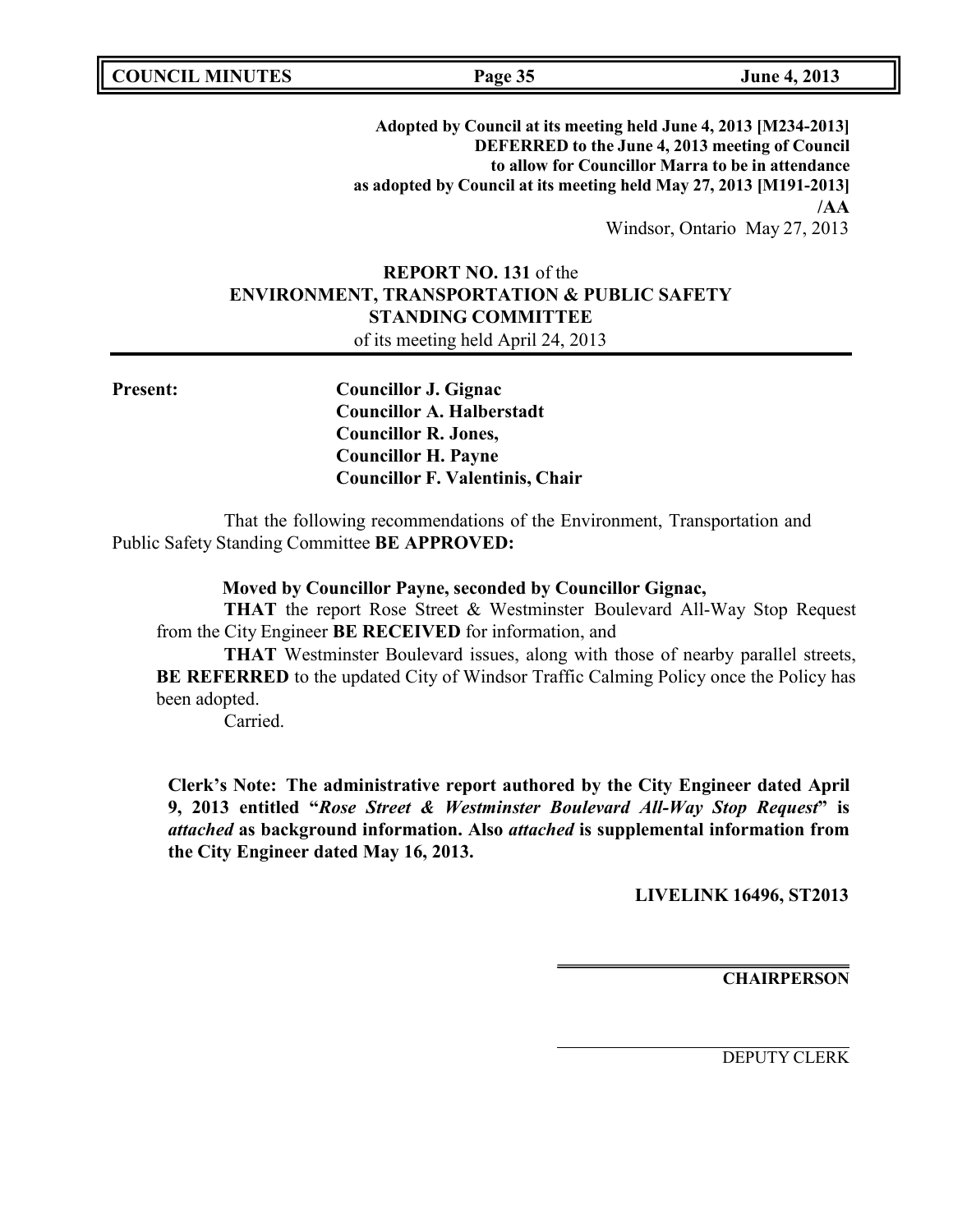**Adopted by Council at its meeting held June 4, 2013 [M234-2013]**
**DEFERRED to the June 4, 2013 meeting of Council**
**to allow for Councillor Marra to be in attendance**
**as adopted by Council at its meeting held May 27, 2013 [M191-2013]**
**/AA**
Windsor, Ontario May 27, 2013

**REPORT NO. 131** of the
**ENVIRONMENT, TRANSPORTATION & PUBLIC SAFETY STANDING COMMITTEE**
of its meeting held April 24, 2013

**Present:**
**Councillor J. Gignac**
**Councillor A. Halberstadt**
**Councillor R. Jones,**
**Councillor H. Payne**
**Councillor F. Valentinis, Chair**

That the following recommendations of the Environment, Transportation and Public Safety Standing Committee **BE APPROVED:**

**Moved by Councillor Payne, seconded by Councillor Gignac,**

**THAT** the report Rose Street & Westminster Boulevard All-Way Stop Request from the City Engineer **BE RECEIVED** for information, and

**THAT** Westminster Boulevard issues, along with those of nearby parallel streets, **BE REFERRED** to the updated City of Windsor Traffic Calming Policy once the Policy has been adopted.

Carried.

**Clerk's Note: The administrative report authored by the City Engineer dated April 9, 2013 entitled "*Rose Street & Westminster Boulevard All-Way Stop Request*" is *attached* as background information. Also *attached* is supplemental information from the City Engineer dated May 16, 2013.**

**LIVELINK 16496, ST2013**

**CHAIRPERSON**

DEPUTY CLERK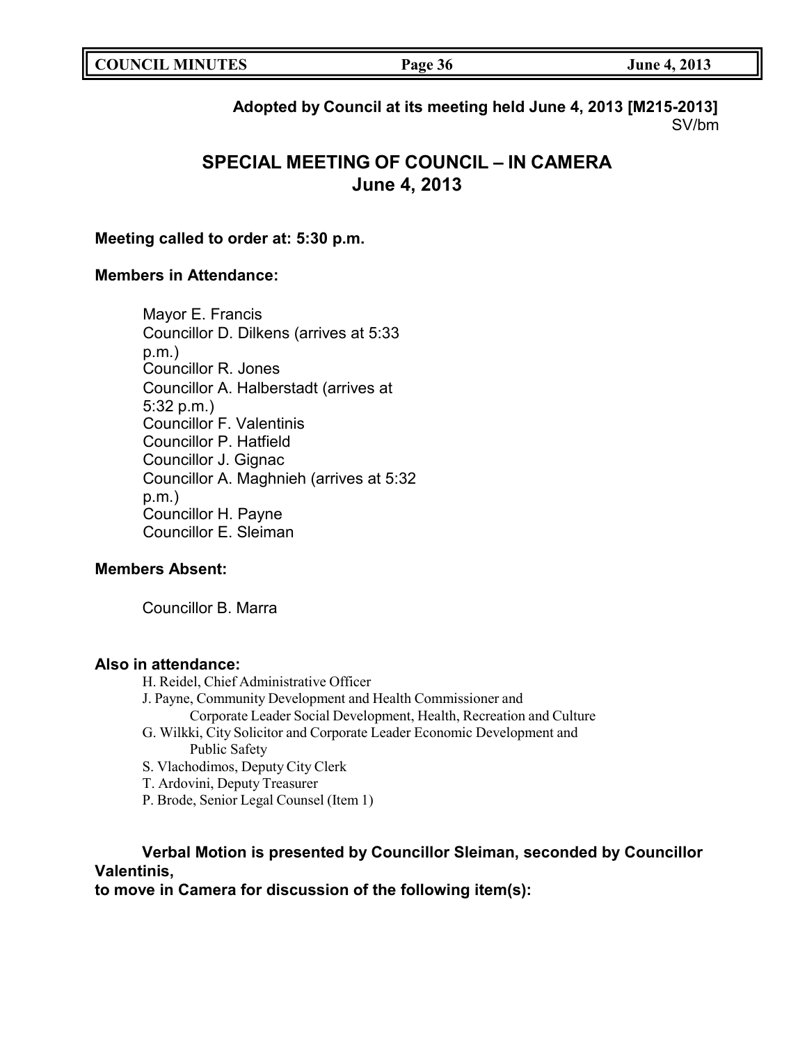**Adopted by Council at its meeting held June 4, 2013 [M215-2013]**
SV/bm

## SPECIAL MEETING OF COUNCIL – IN CAMERA
## June 4, 2013

**Meeting called to order at: 5:30 p.m.**

**Members in Attendance:**

Mayor E. Francis
Councillor D. Dilkens (arrives at 5:33 p.m.)
Councillor R. Jones
Councillor A. Halberstadt (arrives at 5:32 p.m.)
Councillor F. Valentinis
Councillor P. Hatfield
Councillor J. Gignac
Councillor A. Maghnieh (arrives at 5:32 p.m.)
Councillor H. Payne
Councillor E. Sleiman

**Members Absent:**

Councillor B. Marra

**Also in attendance:**

H. Reidel, Chief Administrative Officer
J. Payne, Community Development and Health Commissioner and Corporate Leader Social Development, Health, Recreation and Culture
G. Wilkki, City Solicitor and Corporate Leader Economic Development and Public Safety
S. Vlachodimos, Deputy City Clerk
T. Ardovini, Deputy Treasurer
P. Brode, Senior Legal Counsel (Item 1)

**Verbal Motion is presented by Councillor Sleiman, seconded by Councillor Valentinis,**
**to move in Camera for discussion of the following item(s):**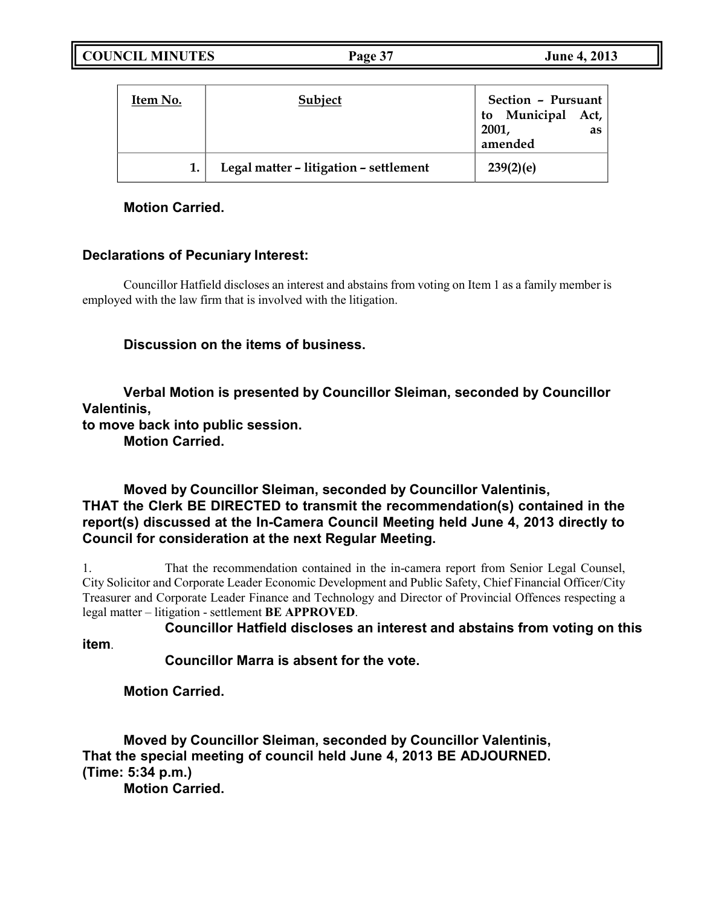| Item No. | Subject | Section – Pursuant to Municipal Act, 2001, as amended |
| --- | --- | --- |
| 1. | **Legal matter – litigation – settlement** | **239(2)(e)** |

**Motion Carried.**

**Declarations of Pecuniary Interest:**

Councillor Hatfield discloses an interest and abstains from voting on Item 1 as a family member is employed with the law firm that is involved with the litigation.

**Discussion on the items of business.**

**Verbal Motion is presented by Councillor Sleiman, seconded by Councillor Valentinis,**
**to move back into public session.**
**Motion Carried.**

**Moved by Councillor Sleiman, seconded by Councillor Valentinis,**
**THAT the Clerk BE DIRECTED to transmit the recommendation(s) contained in the report(s) discussed at the In-Camera Council Meeting held June 4, 2013 directly to Council for consideration at the next Regular Meeting.**

1. That the recommendation contained in the in-camera report from Senior Legal Counsel, City Solicitor and Corporate Leader Economic Development and Public Safety, Chief Financial Officer/City Treasurer and Corporate Leader Finance and Technology and Director of Provincial Offences respecting a legal matter – litigation - settlement **BE APPROVED**.

**Councillor Hatfield discloses an interest and abstains from voting on this item**.

**Councillor Marra is absent for the vote.**

**Motion Carried.**

**Moved by Councillor Sleiman, seconded by Councillor Valentinis,**
**That the special meeting of council held June 4, 2013 BE ADJOURNED.**
**(Time: 5:34 p.m.)**
**Motion Carried.**